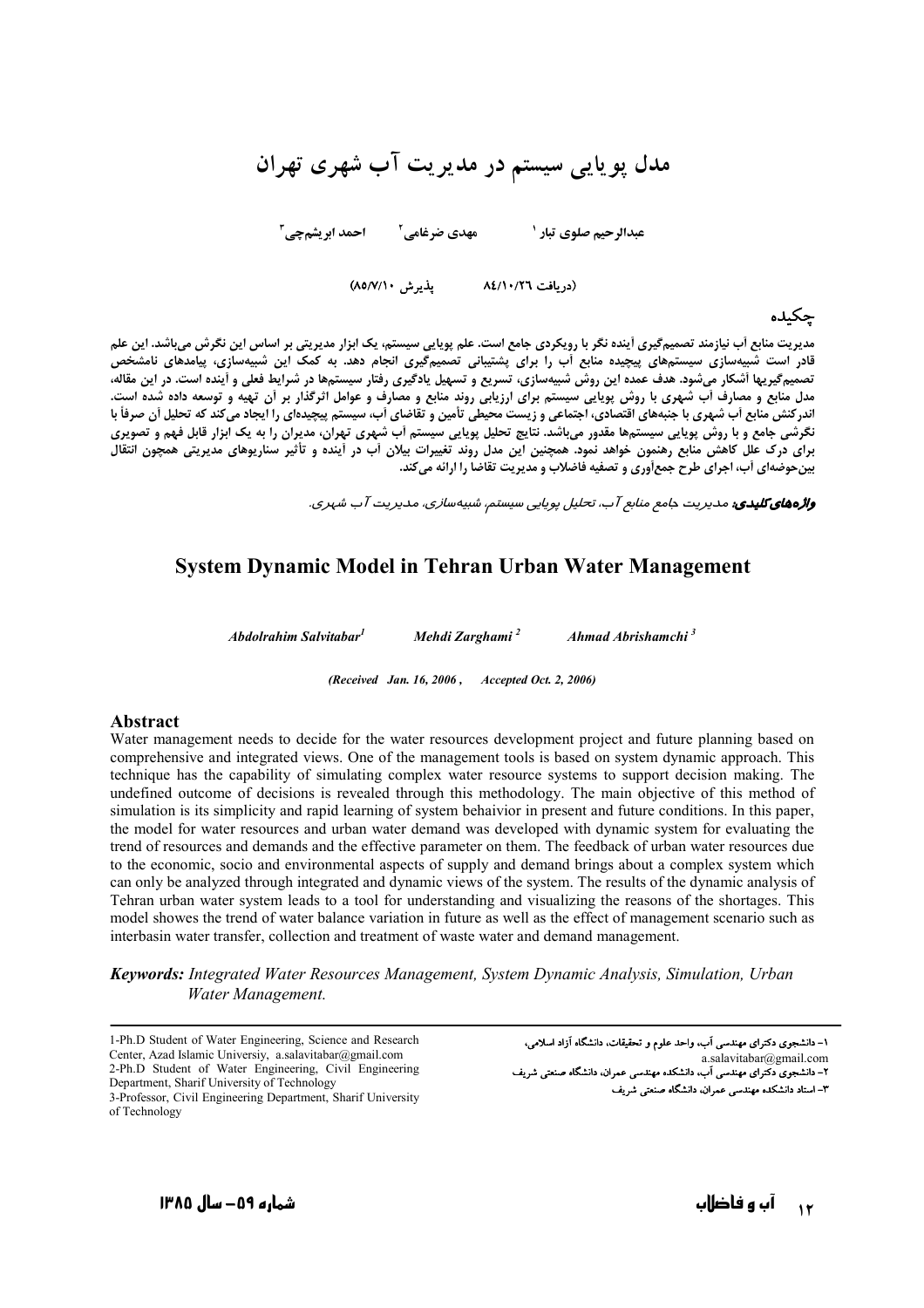# مدل پویایی سیستم در مدیریت آب شهری تهران

عبدالرحیم صلوی تبار [۱] مهدی ضرغامی [۲] احمد ابریشم‌چی [۳]

(دریافت ۸٤/۱۰/۲٦ پذیرش ۸۵/۷/۱۰)

## چکیده

مدیریت منابع آب نیازمند تصمیم‌گیری آینده نگر با رویکردی جامع است. علم پویایی سیستم، یک ابزار مدیریتی بر اساس این نگرش می‌باشد. این علم قادر است شبیه‌سازی سیستم‌های پیچیده منابع آب را برای پشتیبانی تصمیم‌گیری انجام دهد. به کمک این شبیه‌سازی، پیامدهای نامشخص تصمیم‌گیریها آشکار می‌شود. هدف عمده این روش شبیه‌سازی، تسریع و تسهیل یادگیری رفتار سیستم‌ها در شرایط فعلی و آینده است. در این مقاله، مدل منابع و مصارف آب شهری با روش پویایی سیستم برای ارزیابی روند منابع و مصارف و عوامل اثرگذار بر آن تهیه و توسعه داده شده است. اندرکنش منابع آب شهری با جنبه‌های اقتصادی، اجتماعی و زیست محیطی تأمین و تقاضای آب، سیستم پیچیده‌ای را ایجاد می‌کند که تحلیل آن صرفاً با نگرشی جامع و با روش پویایی سیستم‌ها مقدور می‌باشد. نتایج تحلیل پویایی سیستم آب شهری تهران، مدیران را به یک ابزار قابل فهم و تصویری برای درک علل کاهش منابع آب رهنمون خواهد نمود. همچنین این مدل روند تغییرات بیلان آب در آینده و تأثیر سناریوهای مدیریتی همچون انتقال بین‌حوضه‌ای آب، اجرای طرح جمع‌آوری و تصفیه فاضلاب و مدیریت تقاضا را ارائه می‌کند.

**واژه‌های کلیدی:** *مدیریت جامع منابع آب، تحلیل پویایی سیستم، شبیه‌سازی، مدیریت آب شهری.*

# System Dynamic Model in Tehran Urban Water Management

*Abdolrahim Salvitabar[1] Mehdi Zarghami[2] Ahmad Abrishamchi[3]*

*(Received Jan. 16, 2006 , Accepted Oct. 2, 2006)*

## Abstract

Water management needs to decide for the water resources development project and future planning based on comprehensive and integrated views. One of the management tools is based on system dynamic approach. This technique has the capability of simulating complex water resource systems to support decision making. The undefined outcome of decisions is revealed through this methodology. The main objective of this method of simulation is its simplicity and rapid learning of system behaivior in present and future conditions. In this paper, the model for water resources and urban water demand was developed with dynamic system for evaluating the trend of resources and demands and the effective parameter on them. The feedback of urban water resources due to the economic, socio and environmental aspects of supply and demand brings about a complex system which can only be analyzed through integrated and dynamic views of the system. The results of the dynamic analysis of Tehran urban water system leads to a tool for understanding and visualizing the reasons of the shortages. This model showes the trend of water balance variation in future as well as the effect of management scenario such as interbasin water transfer, collection and treatment of waste water and demand management.

***Keywords:*** *Integrated Water Resources Management, System Dynamic Analysis, Simulation, Urban Water Management.*

---

۱- دانشجوی دکترای مهندسی آب، واحد علوم و تحقیقات، دانشگاه آزاد اسلامی، a.salavitabar@gmail.com
۲- دانشجوی دکترای مهندسی آب، دانشکده مهندسی عمران، دانشگاه صنعتی شریف
۳- استاد دانشکده مهندسی عمران، دانشگاه صنعتی شریف

1-Ph.D Student of Water Engineering, Science and Research Center, Azad Islamic Universiy, a.salavitabar@gmail.com
2-Ph.D Student of Water Engineering, Civil Engineering Department, Sharif University of Technology
3-Professor, Civil Engineering Department, Sharif University of Technology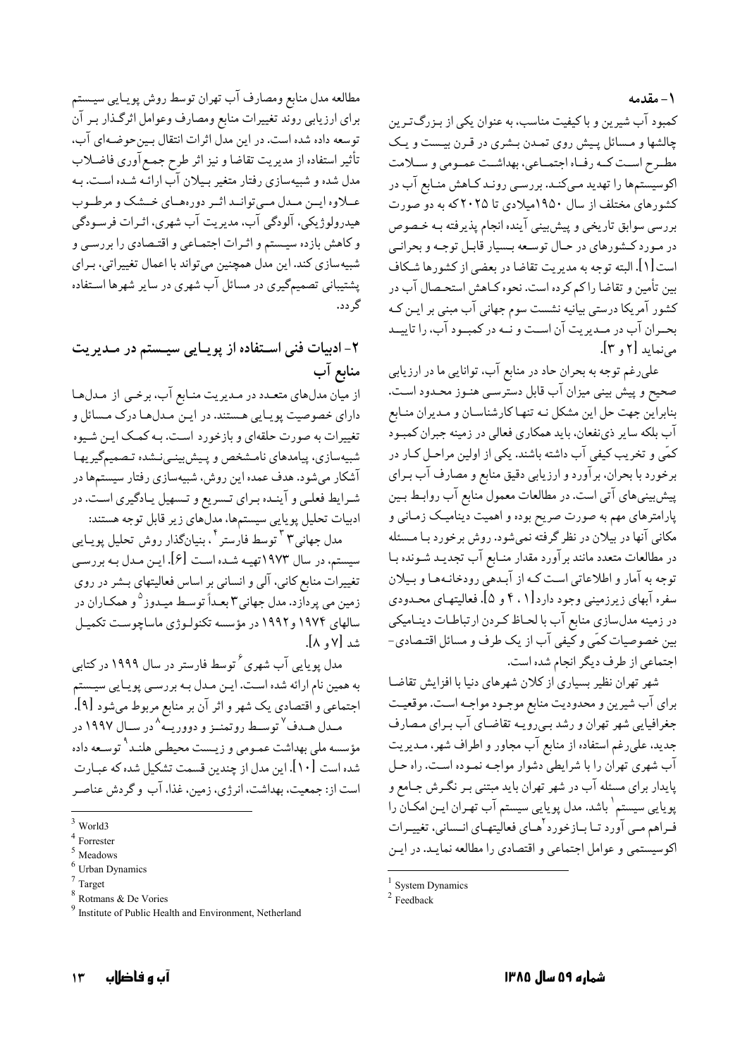## ۱- مقدمه

کمبود آب شیرین و با کیفیت مناسب، به عنوان یکی از بزرگ‌ترین چالشها و مسائل پیش روی تمدن بشری در قرن بیست و یک مطرح است که رفاه اجتماعی، بهداشت عمومی و سلامت اکوسیستم‌ها را تهدید می‌کند. بررسی روند کاهش منابع آب در کشورهای مختلف از سال ۱۹۵۰میلادی تا ۲۰۲۵ که به دو صورت بررسی سوابق تاریخی و پیش‌بینی آینده انجام پذیرفته به خصوص در مورد کشورهای در حال توسعه بسیار قابل توجه و بحرانی است[۱]. البته توجه به مدیریت تقاضا در بعضی از کشورها شکاف بین تأمین و تقاضا را کم کرده است. نحوه کاهش استحصال آب در کشور آمریکا درستی بیانیه نشست سوم جهانی آب مبنی بر این که بحران آب در مدیریت آن است و نه در کمبود آب، را تایید می‌نماید [۲ و ۳].

علی‌رغم توجه به بحران حاد در منابع آب، توانایی ما در ارزیابی صحیح و پیش بینی میزان آب قابل دسترسی هنوز محدود است. بنابراین جهت حل این مشکل نه تنها کارشناسان و مدیران منابع آب بلکه سایر ذی‌نفعان، باید همکاری فعالی در زمینه جبران کمبود کمّی و تخریب کیفی آب داشته باشند. یکی از اولین مراحل کار در برخورد با بحران، برآورد و ارزیابی دقیق منابع و مصارف آب برای پیش‌بینی‌های آتی است. در مطالعات معمول منابع آب روابط بین پارامترهای مهم به صورت صریح بوده و اهمیت دینامیک زمانی و مکانی آنها در بیلان در نظر گرفته نمی‌شود. روش برخورد با مسئله در مطالعات متعدد مانند برآورد مقدار منابع آب تجدید شونده با توجه به آمار و اطلاعاتی است که از آبدهی رودخانه‌ها و بیلان سفره آبهای زیرزمینی وجود دارد[۱، ۴ و ۵]. فعالیتهای محدودی در زمینه مدل‌سازی منابع آب با لحاظ کردن ارتباطات دینامیکی بین خصوصیات کمّی و کیفی آب از یک طرف و مسائل اقتصادی-اجتماعی از طرف دیگر انجام شده است.

شهر تهران نظیر بسیاری از کلان شهرهای دنیا با افزایش تقاضا برای آب شیرین و محدودیت منابع موجود مواجه است. موقعیت جغرافیایی شهر تهران و رشد بی‌رویه تقاضای آب برای مصارف جدید، علی‌رغم استفاده از منابع آب مجاور و اطراف شهر، مدیریت آب شهری تهران را با شرایطی دشوار مواجه نموده است. راه حل پایدار برای مسئله آب در شهر تهران باید مبتنی بر نگرش جامع و پویایی سیستم[1] باشد. مدل پویایی سیستم آب تهران این امکان را فراهم می آورد تا بازخورد[2]های فعالیتهای انسانی، تغییرات اکوسیستمی و عوامل اجتماعی و اقتصادی را مطالعه نماید. در این مطالعه مدل منابع ومصارف آب تهران توسط روش پویایی سیستم برای ارزیابی روند تغییرات منابع ومصارف وعوامل اثرگذار بر آن توسعه داده شده است. در این مدل اثرات انتقال بین‌حوضه‌ای آب، تأثیر استفاده از مدیریت تقاضا و نیز اثر طرح جمع‌آوری فاضلاب مدل شده و شبیه‌سازی رفتار متغیر بیلان آب ارائه شده است. به علاوه این مدل می‌تواند اثر دوره‌های خشک و مرطوب هیدرولوژیکی، آلودگی آب، مدیریت آب شهری، اثرات فرسودگی و کاهش بازده سیستم و اثرات اجتماعی و اقتصادی را بررسی و شبیه‌سازی کند. این مدل همچنین می‌تواند با اعمال تغییراتی، برای پشتیبانی تصمیم‌گیری در مسائل آب شهری در سایر شهرها استفاده گردد.

## ۲- ادبیات فنی استفاده از پویایی سیستم در مدیریت منابع آب

از میان مدل‌های متعدد در مدیریت منابع آب، برخی از مدلها دارای خصوصیت پویایی هستند. در این مدلها درک مسائل و تغییرات به صورت حلقه‌ای و بازخورد است. به کمک این شیوه شبیه‌سازی، پیامدهای نامشخص و پیش‌بینی‌نشده تصمیم‌گیریها آشکار می‌شود. هدف عمده این روش، شبیه‌سازی رفتار سیستم‌ها در شرایط فعلی و آینده برای تسریع و تسهیل یادگیری است. در ادبیات تحلیل پویایی سیستم‌ها، مدل‌های زیر قابل توجه هستند:

مدل جهانی ۳[3] توسط فارستر[4]، بنیانگذار روش تحلیل پویایی سیستم، در سال ۱۹۷۳تهیه شده است [۶]. این مدل به بررسی تغییرات منابع کانی، آلی و انسانی بر اساس فعالیتهای بشر در روی زمین می پردازد. مدل جهانی۳ بعداً توسط میدوز[5] و همکاران در سالهای ۱۹۷۴ و۱۹۹۲ در مؤسسه تکنولوژی ماساچوست تکمیل شد [۷ و ۸].

مدل پویایی آب شهری[6] توسط فارستر در سال ۱۹۹۹ در کتابی به همین نام ارائه شده است. این مدل به بررسی پویایی سیستم اجتماعی و اقتصادی یک شهر و اثر آن بر منابع مربوط می‌شود [۹].

مدل هدف[7] توسط روتمنز و دووریه[8] در سال ۱۹۹۷ در مؤسسه ملی بهداشت عمومی و زیست محیطی هلند[9] توسعه داده شده است [۱۰]. این مدل از چندین قسمت تشکیل شده که عبارت است از: جمعیت، بهداشت، انرژی، زمین، غذا، آب و گردش عناصر

---

[1] System Dynamics
[2] Feedback
[3] World3
[4] Forrester
[5] Meadows
[6] Urban Dynamics
[7] Target
[8] Rotmans & De Vories
[9] Institute of Public Health and Environment, Netherland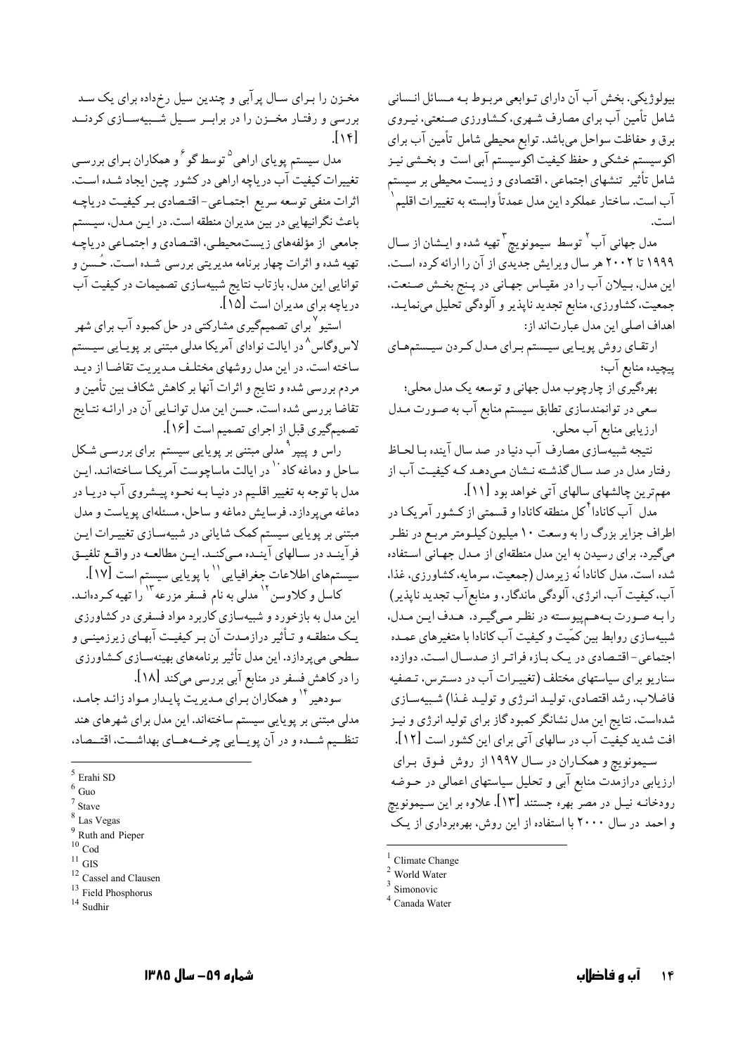بیولوژیکی. بخش آب آن دارای توابعی مربوط به مسائل انسانی شامل تأمین آب برای مصارف شهری، کشاورزی صنعتی، نیروی برق و حفاظت سواحل میباشد. توابع محیطی شامل تأمین آب برای اکوسیستم خشکی و حفظ کیفیت اکوسیستم آبی است و بخشی نیز شامل تأثیر تنشهای اجتماعی ، اقتصادی و زیست محیطی بر سیستم آب است. ساختار عملکرد این مدل عمدتاً وابسته به تغییرات اقلیم [1] است.

مدل جهانی آب [2] توسط سیمونویچ [3] تهیه شده و ایشان از سال ۱۹۹۹ تا ۲۰۰۲ هر سال ویرایش جدیدی از آن را ارائه کرده است. این مدل، بیلان آب را در مقیاس جهانی در پنج بخش صنعت، جمعیت، کشاورزی، منابع تجدید ناپذیر و آلودگی تحلیل مینماید. اهداف اصلی این مدل عبارتاند از:

ارتقای روش پویایی سیستم برای مدل کردن سیستمهای پیچیده منابع آب؛

بهرهگیری از چارچوب مدل جهانی و توسعه یک مدل محلی؛

سعی در توانمندسازی تطابق سیستم منابع آب به صورت مدل ارزیابی منابع آب محلی.

نتیجه شبیهسازی مصارف آب دنیا در صد سال آینده با لحاظ رفتار مدل در صد سال گذشته نشان میدهد که کیفیت آب از مهمترین چالشهای سالهای آتی خواهد بود [۱۱].

مدل آب کانادا [4] کل منطقه کانادا و قسمتی از کشور آمریکا در اطراف جزایر بزرگ را به وسعت ۱۰ میلیون کیلومتر مربع در نظر میگیرد. برای رسیدن به این مدل منطقهای از مدل جهانی استفاده شده است. مدل کانادا نُه زیرمدل (جمعیت، سرمایه، کشاورزی، غذا، آب، کیفیت آب، انرژی، آلودگی ماندگار، و منابع آب تجدید ناپذیر) را به صورت بههمپیوسته در نظر میگیرد. هدف این مدل، شبیهسازی روابط بین کمّیت و کیفیت آب کانادا با متغیرهای عمده اجتماعی-اقتصادی در یک بازه فراتر از صدسال است. دوازده سناریو برای سیاستهای مختلف (تغییرات آب در دسترس، تصفیه فاضلاب، رشد اقتصادی، تولید انرژی و تولید غذا) شبیهسازی شدهاست. نتایج این مدل نشانگر کمبود گاز برای تولید انرژی و نیز افت شدید کیفیت آب در سالهای آتی برای این کشور است [۱۲].

سیمونویچ و همکاران در سال ۱۹۹۷ از روش فوق برای ارزیابی درازمدت منابع آبی و تحلیل سیاستهای اعمالی در حوضه رودخانه نیل در مصر بهره جستند [۱۳]. علاوه بر این سیمونویچ و احمد در سال ۲۰۰۰ با استفاده از این روش، بهرهبرداری از یک مخزن را برای سال پرآبی و چندین سیل رخداده برای یک سد بررسی و رفتار مخزن را در برابر سیل شبیهسازی کردند [۱۴].

مدل سیستم پویای اراهی [5] توسط گو [6] و همکاران برای بررسی تغییرات کیفیت آب دریاچه اراهی در کشور چین ایجاد شده است. اثرات منفی توسعه سریع اجتماعی-اقتصادی بر کیفیت دریاچه باعث نگرانیهایی در بین مدیران منطقه است. در این مدل، سیستم جامعی از مؤلفههای زیستمحیطی، اقتصادی و اجتماعی دریاچه تهیه شده و اثرات چهار برنامه مدیریتی بررسی شده است. حُسن و توانایی این مدل، بازتاب نتایج شبیهسازی تصمیمات در کیفیت آب دریاچه برای مدیران است [۱۵].

استیو [7] برای تصمیمگیری مشارکتی در حل کمبود آب برای شهر لاسوگاس [8] در ایالت نوادای آمریکا مدلی مبتنی بر پویایی سیستم ساخته است. در این مدل روشهای مختلف مدیریت تقاضا از دید مردم بررسی شده و نتایج و اثرات آنها بر کاهش شکاف بین تأمین و تقاضا بررسی شده است. حسن این مدل توانایی آن در ارائه نتایج تصمیمگیری قبل از اجرای تصمیم است [۱۶].

راس و پیپر [9] مدلی مبتنی بر پویایی سیستم برای بررسی شکل ساحل و دماغه کاد [10] در ایالت ماساچوست آمریکا ساختهاند. این مدل با توجه به تغییر اقلیم در دنیا به نحوه پیشروی آب دریا در دماغه میپردازد. فرسایش دماغه و ساحل، مسئلهای پویاست و مدل مبتنی بر پویایی سیستم کمک شایانی در شبیهسازی تغییرات این فرآیند در سالهای آینده میکند. این مطالعه در واقع تلفیق سیستمهای اطلاعات جغرافیایی [11] با پویایی سیستم است [۱۷].

کاسل و کلاوسن [12] مدلی به نام فسفر مزرعه [13] را تهیه کردهاند. این مدل به بازخورد و شبیهسازی کاربرد مواد فسفری در کشاورزی یک منطقه و تأثیر درازمدت آن بر کیفیت آبهای زیرزمینی و سطحی میپردازد. این مدل تأثیر برنامههای بهینهسازی کشاورزی را در کاهش فسفر در منابع آبی بررسی میکند [۱۸].

سودهیر [14] و همکاران برای مدیریت پایدار مواد زائد جامد، مدلی مبتنی بر پویایی سیستم ساختهاند. این مدل برای شهرهای هند تنظیم شده و در آن پویایی چرخههای بهداشت، اقتصاد،

---

[1] Climate Change
[2] World Water
[3] Simonovic
[4] Canada Water
[5] Erahi SD
[6] Guo
[7] Stave
[8] Las Vegas
[9] Ruth and Pieper
[10] Cod
[11] GIS
[12] Cassel and Clausen
[13] Field Phosphorus
[14] Sudhir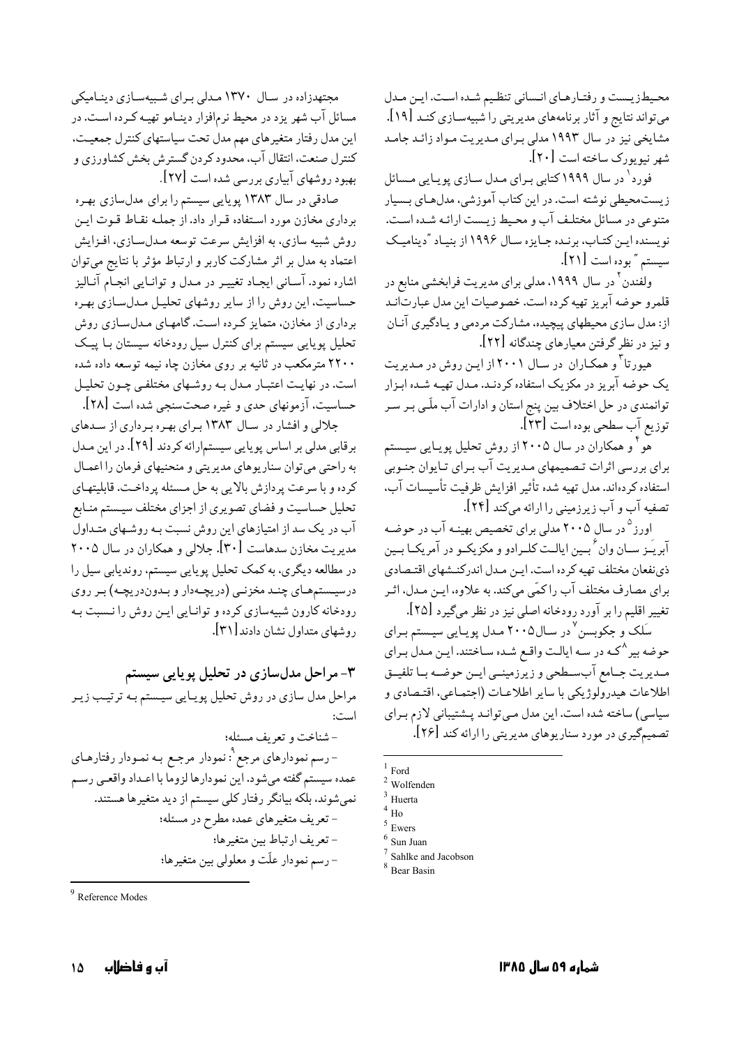محیط‌زیست و رفتارهای انسانی تنظیم شده است. این مدل می‌تواند نتایج و آثار برنامه‌های مدیریتی را شبیه‌سازی کند [19]. مشایخی نیز در سال ۱۹۹۳ مدلی برای مدیریت مواد زائد جامد شهر نیویورک ساخته است [20].

فورد[1] در سال ۱۹۹۹ کتابی برای مدل سازی پویایی مسائل زیست‌محیطی نوشته است. در این کتاب آموزشی، مدلهای بسیار متنوعی در مسائل مختلف آب و محیط زیست ارائه شده است. نویسنده این کتاب، برنده جایزه سال ۱۹۹۶ از بنیاد "دینامیک سیستم" بوده است [21].

ولفندن[2] در سال ۱۹۹۹، مدلی برای مدیریت فرابخشی منابع در قلمرو حوضه آبریز تهیه کرده است. خصوصیات این مدل عبارت‌اند از: مدل سازی محیطهای پیچیده، مشارکت مردمی و یادگیری آنان و نیز در نظر گرفتن معیارهای چندگانه [22].

هیورتا[3] و همکاران در سال ۲۰۰۱ از این روش در مدیریت یک حوضه آبریز در مکزیک استفاده کردند. مدل تهیه شده ابزار توانمندی در حل اختلاف بین پنج استان و ادارات آب ملّی بر سر توزیع آب سطحی بوده است [23].

هو[4] و همکاران در سال ۲۰۰۵ از روش تحلیل پویایی سیستم برای بررسی اثرات تصمیمهای مدیریت آب برای تایوان جنوبی استفاده کرده‌اند. مدل تهیه شده تأثیر افزایش ظرفیت تأسیسات آب، تصفیه آب و آب زیرزمینی را ارائه می‌کند [24].

اورز[5] در سال ۲۰۰۵ مدلی برای تخصیص بهینه آب در حوضه آبریز سان وان[6] بین ایالت کلرادو و مکزیکو در آمریکا بین ذی‌نفعان مختلف تهیه کرده است. این مدل اندرکنشهای اقتصادی برای مصارف مختلف آب را کمّی می‌کند. به علاوه، این مدل، اثر تغییر اقلیم را بر آورد رودخانه اصلی نیز در نظر می‌گیرد [25].

سَلک و جکوبسن[7] در سال ۲۰۰۵ مدل پویایی سیستم برای حوضه بیر[8] که در سه ایالت واقع شده ساختند. این مدل برای مدیریت جامع آب‌سطحی و زیرزمینی این حوضه با تلفیق اطلاعات هیدرولوژیکی با سایر اطلاعات (اجتماعی، اقتصادی و سیاسی) ساخته شده است. این مدل می‌تواند پشتیبانی لازم برای تصمیم‌گیری در مورد سناریوهای مدیریتی را ارائه کند [26].

مجتهدزاده در سال ۱۳۷۰ مدلی برای شبیه‌سازی دینامیکی مسائل آب شهر یزد در محیط نرم‌افزار دینامو تهیه کرده است. در این مدل رفتار متغیرهای مهم مدل تحت سیاستهای کنترل جمعیت، کنترل صنعت، انتقال آب، محدود کردن گسترش بخش کشاورزی و بهبود روشهای آبیاری بررسی شده است [27].

صادقی در سال ۱۳۸۳ پویایی سیستم را برای مدل‌سازی بهره برداری مخازن مورد استفاده قرار داد. از جمله نقاط قوت این روش شبیه سازی، به افزایش سرعت توسعه مدل‌سازی، افزایش اعتماد به مدل بر اثر مشارکت کاربر و ارتباط مؤثر با نتایج می‌توان اشاره نمود. آسانی ایجاد تغییر در مدل و توانایی انجام آنالیز حساسیت، این روش را از سایر روشهای تحلیل مدل‌سازی بهره برداری از مخازن، متمایز کرده است. گامهای مدل‌سازی روش تحلیل پویایی سیستم برای کنترل سیل رودخانه سیستان با پیک ۲۲۰۰ مترمکعب در ثانیه بر روی مخازن چاه نیمه توسعه داده شده است. در نهایت اعتبار مدل به روشهای مختلفی چون تحلیل حساسیت، آزمونهای حدی و غیره صحت‌سنجی شده است [28].

جلالی و افشار در سال ۱۳۸۳ برای بهره برداری از سدهای برقابی مدلی بر اساس پویایی سیستم ارائه کردند [29]. در این مدل به راحتی می‌توان سناریوهای مدیریتی و منحنیهای فرمان را اعمال کرده و با سرعت پردازش بالایی به حل مسئله پرداخت. قابلیتهای تحلیل حساسیت و فضای تصویری از اجزای مختلف سیستم منابع آب در یک سد از امتیازهای این روش نسبت به روشهای متداول مدیریت مخازن سدهاست [30]. جلالی و همکاران در سال ۲۰۰۵ در مطالعه دیگری، به کمک تحلیل پویایی سیستم، روندیابی سیل را درسیستم‌های چند مخزنی (دریچه‌دار و بدون‌دریچه) بر روی رودخانه کارون شبیه‌سازی کرده و توانایی این روش را نسبت به روشهای متداول نشان دادند [31].

## ۳- مراحل مدل‌سازی در تحلیل پویایی سیستم

مراحل مدل سازی در روش تحلیل پویایی سیستم به ترتیب زیر است:

- شناخت و تعریف مسئله؛
- رسم نمودارهای مرجع[9]: نمودار مرجع به نمودار رفتارهای عمده سیستم گفته می‌شود. این نمودارها لزوما با اعداد واقعی رسم نمی‌شوند، بلکه بیانگر رفتار کلی سیستم از دید متغیرها هستند.
- تعریف متغیرهای عمده مطرح در مسئله؛
- تعریف ارتباط بین متغیرها؛
- رسم نمودار علّت و معلولی بین متغیرها؛

---

[1] Ford
[2] Wolfenden
[3] Huerta
[4] Ho
[5] Ewers
[6] Sun Juan
[7] Sahlke and Jacobson
[8] Bear Basin
[9] Reference Modes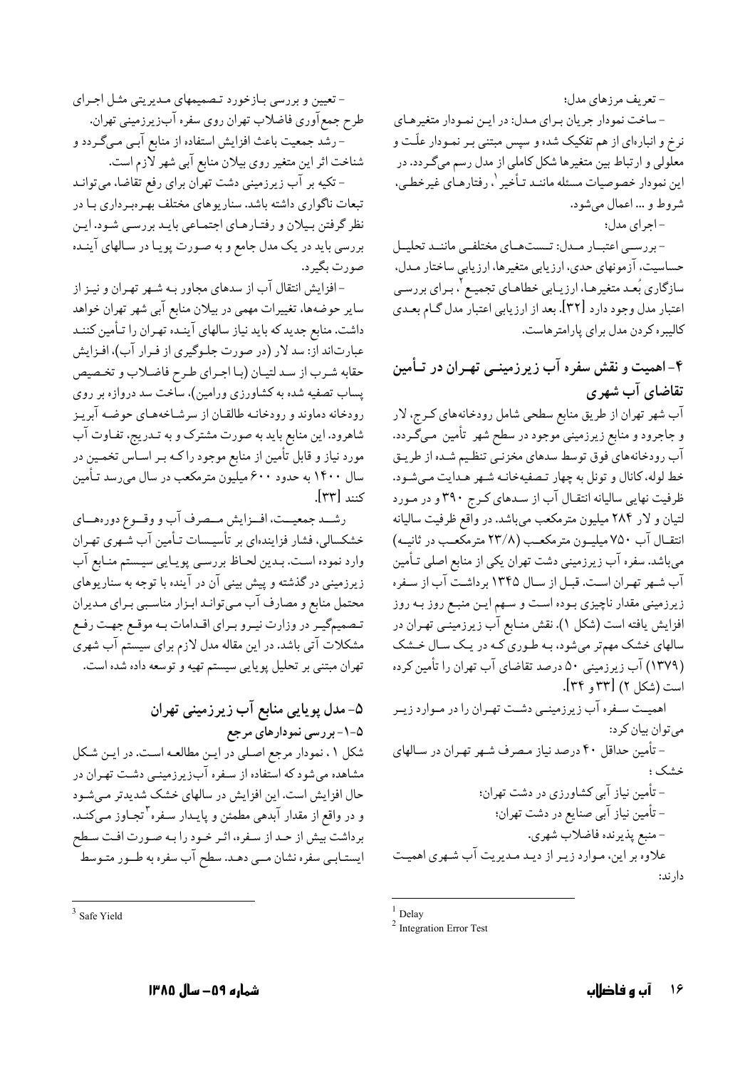- تعریف مرزهای مدل؛

- ساخت نمودار جریان برای مدل: در این نمودار متغیرهای نرخ و انباره‌ای از هم تفکیک شده و سپس مبتنی بر نمودار علّت و معلولی و ارتباط بین متغیرها شکل کاملی از مدل رسم می‌گردد. در این نمودار خصوصیات مسئله مانند تأخیر[1]، رفتارهای غیرخطی، شروط و ... اعمال می‌شود.

- اجرای مدل؛

- بررسی اعتبار مدل: تست‌های مختلفی مانند تحلیل حساسیت، آزمونهای حدی، ارزیابی متغیرها، ارزیابی ساختار مدل، سازگاری بُعد متغیرها، ارزیابی خطاهای تجمیع[2]، برای بررسی اعتبار مدل وجود دارد [۳۲]. بعد از ارزیابی اعتبار مدل گام بعدی کالیبره کردن مدل برای پارامترهاست.

## ۴- اهمیت و نقش سفره آب زیرزمینی تهران در تأمین تقاضای آب شهری

آب شهر تهران از طریق منابع سطحی شامل رودخانه‌های کرج، لار و جاجرود و منابع زیرزمینی موجود در سطح شهر تأمین می‌گردد. آب رودخانه‌های فوق توسط سدهای مخزنی تنظیم شده از طریق خط لوله، کانال و تونل به چهار تصفیه‌خانه شهر هدایت می‌شود. ظرفیت نهایی سالیانه انتقال آب از سدهای کرج ۳۹۰ و در مورد لتیان و لار ۲۸۴ میلیون مترمکعب می‌باشد. در واقع ظرفیت سالیانه انتقال آب ۷۵۰ میلیون مترمکعب (۲۳/۸ مترمکعب در ثانیه) می‌باشد. سفره آب زیرزمینی دشت تهران یکی از منابع اصلی تأمین آب شهر تهران است. قبل از سال ۱۳۴۵ برداشت آب از سفره زیرزمینی مقدار ناچیزی بوده است و سهم این منبع روز به روز افزایش یافته است (شکل ۱). نقش منابع آب زیرزمینی تهران در سالهای خشک مهم‌تر می‌شود، به طوری که در یک سال خشک (۱۳۷۹) آب زیرزمینی ۵۰ درصد تقاضای آب تهران را تأمین کرده است (شکل ۲) [۳۳ و ۳۴].

اهمیت سفره آب زیرزمینی دشت تهران را در موارد زیر می‌توان بیان کرد:

- تأمین حداقل ۴۰ درصد نیاز مصرف شهر تهران در سالهای خشک ؛
- تأمین نیاز آبی کشاورزی در دشت تهران؛
- تأمین نیاز آبی صنایع در دشت تهران؛
- منبع پذیرنده فاضلاب شهری.

علاوه بر این، موارد زیر از دید مدیریت آب شهری اهمیت دارند:

- تعیین و بررسی بازخورد تصمیمهای مدیریتی مثل اجرای طرح جمع‌آوری فاضلاب تهران روی سفره آب‌زیرزمینی تهران.
- رشد جمعیت باعث افزایش استفاده از منابع آبی می‌گردد و شناخت اثر این متغیر روی بیلان منابع آبی شهر لازم است.
- تکیه بر آب زیرزمینی دشت تهران برای رفع تقاضا، می‌تواند تبعات ناگواری داشته باشد. سناریوهای مختلف بهره‌برداری با در نظر گرفتن بیلان و رفتارهای اجتماعی باید بررسی شود. این بررسی باید در یک مدل جامع و به صورت پویا در سالهای آینده صورت بگیرد.
- افزایش انتقال آب از سدهای مجاور به شهر تهران و نیز از سایر حوضه‌ها، تغییرات مهمی در بیلان منابع آبی شهر تهران خواهد داشت. منابع جدید که باید نیاز سالهای آینده تهران را تأمین کنند عبارت‌اند از: سد لار (در صورت جلوگیری از فرار آب)، افزایش حقابه شرب از سد لتیان (با اجرای طرح فاضلاب و تخصیص پساب تصفیه شده به کشاورزی ورامین)، ساخت سد دروازه بر روی رودخانه دماوند و رودخانه طالقان از سرشاخه‌های حوضه آبریز شاهرود. این منابع باید به صورت مشترک و به تدریج، تفاوت آب مورد نیاز و قابل تأمین از منابع موجود را که بر اساس تخمین در سال ۱۴۰۰ به حدود ۶۰۰ میلیون مترمکعب در سال می‌رسد تأمین کنند [۳۳].

رشد جمعیت، افزایش مصرف آب و وقوع دوره‌های خشکسالی، فشار فزاینده‌ای بر تأسیسات تأمین آب شهری تهران وارد نموده است. بدین لحاظ بررسی پویایی سیستم منابع آب زیرزمینی در گذشته و پیش بینی آن در آینده با توجه به سناریوهای محتمل منابع و مصارف آب می‌تواند ابزار مناسبی برای مدیران تصمیم‌گیر در وزارت نیرو برای اقدامات به موقع جهت رفع مشکلات آتی باشد. در این مقاله مدل لازم برای سیستم آب شهری تهران مبتنی بر تحلیل پویایی سیستم تهیه و توسعه داده شده است.

## ۵- مدل پویایی منابع آب زیرزمینی تهران

### ۵-۱- بررسی نمودارهای مرجع

شکل ۱، نمودار مرجع اصلی در این مطالعه است. در این شکل مشاهده می‌شود که استفاده از سفره آب‌زیرزمینی دشت تهران در حال افزایش است. این افزایش در سالهای خشک شدیدتر می‌شود و در واقع از مقدار آبدهی مطمئن و پایدار سفره[3] تجاوز می‌کند. برداشت بیش از حد از سفره، اثر خود را به صورت افت سطح ایستابی سفره نشان می‌دهد. سطح آب سفره به طور متوسط

---

[1] Delay

[2] Integration Error Test

[3] Safe Yield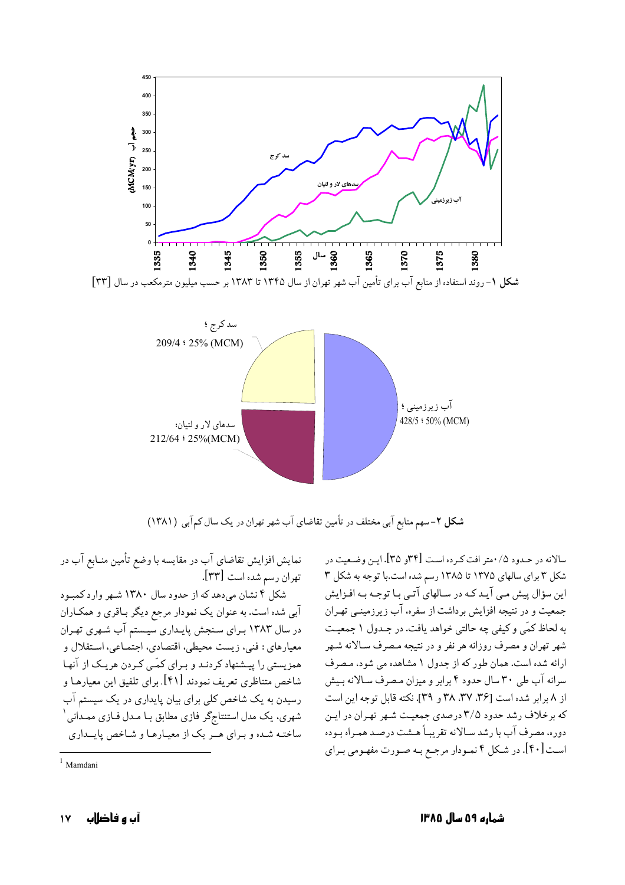شکل ۱- روند استفاده از منابع آب برای تأمین آب شهر تهران از سال ۱۳۴۵ تا ۱۳۸۳ بر حسب میلیون مترمکعب در سال [۳۳]

شکل ۲- سهم منابع آبی مختلف در تأمین تقاضای آب شهر تهران در یک سال کم‌آبی (۱۳۸۱)

سالانه در حدود ۰/۵متر افت کرده است [۳۴و ۳۵]. این وضعیت در شکل ۳ برای سالهای ۱۳۷۵ تا ۱۳۸۵ رسم شده است.با توجه به شکل ۳ این سؤال پیش می آید که در سالهای آتی با توجه به افزایش جمعیت و در نتیجه افزایش برداشت از سفره، آب زیرزمینی تهران به لحاظ کمّی و کیفی چه حالتی خواهد یافت. در جدول ۱ جمعیت شهر تهران و مصرف روزانه هر نفر و در نتیجه مصرف سالانه شهر ارائه شده است. همان طور که از جدول ۱ مشاهده می شود، مصرف سرانه آب طی ۳۰ سال حدود ۴ برابر و میزان مصرف سالانه بیش از ۸ برابر شده است [۳۶، ۳۷، ۳۸ و ۳۹]. نکته قابل توجه این است که برخلاف رشد حدود ۳/۵ درصدی جمعیت شهر تهران در این دوره، مصرف آب با رشد سالانه تقریباً هشت درصد همراه بوده است[۴۰]. در شکل ۴ نمودار مرجع به صورت مفهومی برای نمایش افزایش تقاضای آب در مقایسه با وضع تأمین منابع آب در تهران رسم شده است [۳۳].

شکل ۴ نشان می‌دهد که از حدود سال ۱۳۸۰ شهر وارد کمبود آبی شده است. به عنوان یک نمودار مرجع دیگر باقری و همکاران در سال ۱۳۸۳ برای سنجش پایداری سیستم آب شهری تهران معیارهای : فنی، زیست محیطی، اقتصادی، اجتماعی، استقلال و همزیستی را پیشنهاد کردند و برای کمّی کردن هریک از آنها شاخص متناظری تعریف نمودند [۴۱]. برای تلفیق این معیارها و رسیدن به یک شاخص کلی برای بیان پایداری در یک سیستم آب شهری، یک مدل استنتاج‌گر فازی مطابق با مدل فازی ممدانی[1] ساخته شده و برای هر یک از معیارها و شاخص پایداری

---

[1] Mamdani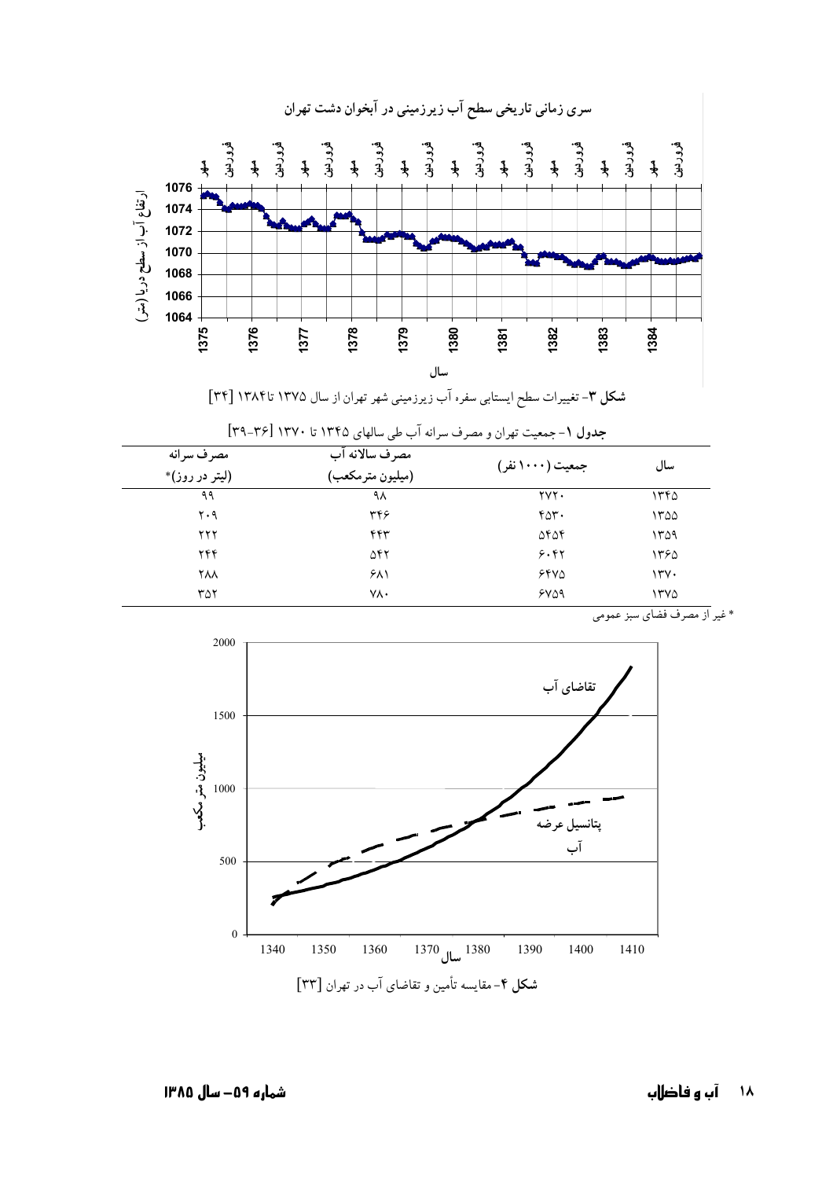سری زمانی تاریخی سطح آب زیرزمینی در آبخوان دشت تهران

**شکل ۳**- تغییرات سطح ایستابی سفره آب زیرزمینی شهر تهران از سال ۱۳۷۵ تا۱۳۸۴ [۳۴]

**جدول ۱**- جمعیت تهران و مصرف سرانه آب طی سالهای ۱۳۴۵ تا ۱۳۷۰ [۳۶-۳۹]

| سال | جمعیت (۱۰۰۰ نفر) | مصرف سالانه آب (میلیون مترمکعب) | مصرف سرانه (لیتر در روز)* |
|---|---|---|---|
| ۱۳۴۵ | ۲۷۲۰ | ۹۸ | ۹۹ |
| ۱۳۵۵ | ۴۵۳۰ | ۳۴۶ | ۲۰۹ |
| ۱۳۵۹ | ۵۴۵۴ | ۴۴۳ | ۲۲۲ |
| ۱۳۶۵ | ۶۰۴۲ | ۵۴۲ | ۲۴۴ |
| ۱۳۷۰ | ۶۴۷۵ | ۶۸۱ | ۲۸۸ |
| ۱۳۷۵ | ۶۷۵۹ | ۷۸۰ | ۳۵۲ |

* غیر از مصرف فضای سبز عمومی

**شکل ۴**- مقایسه تأمین و تقاضای آب در تهران [۳۳]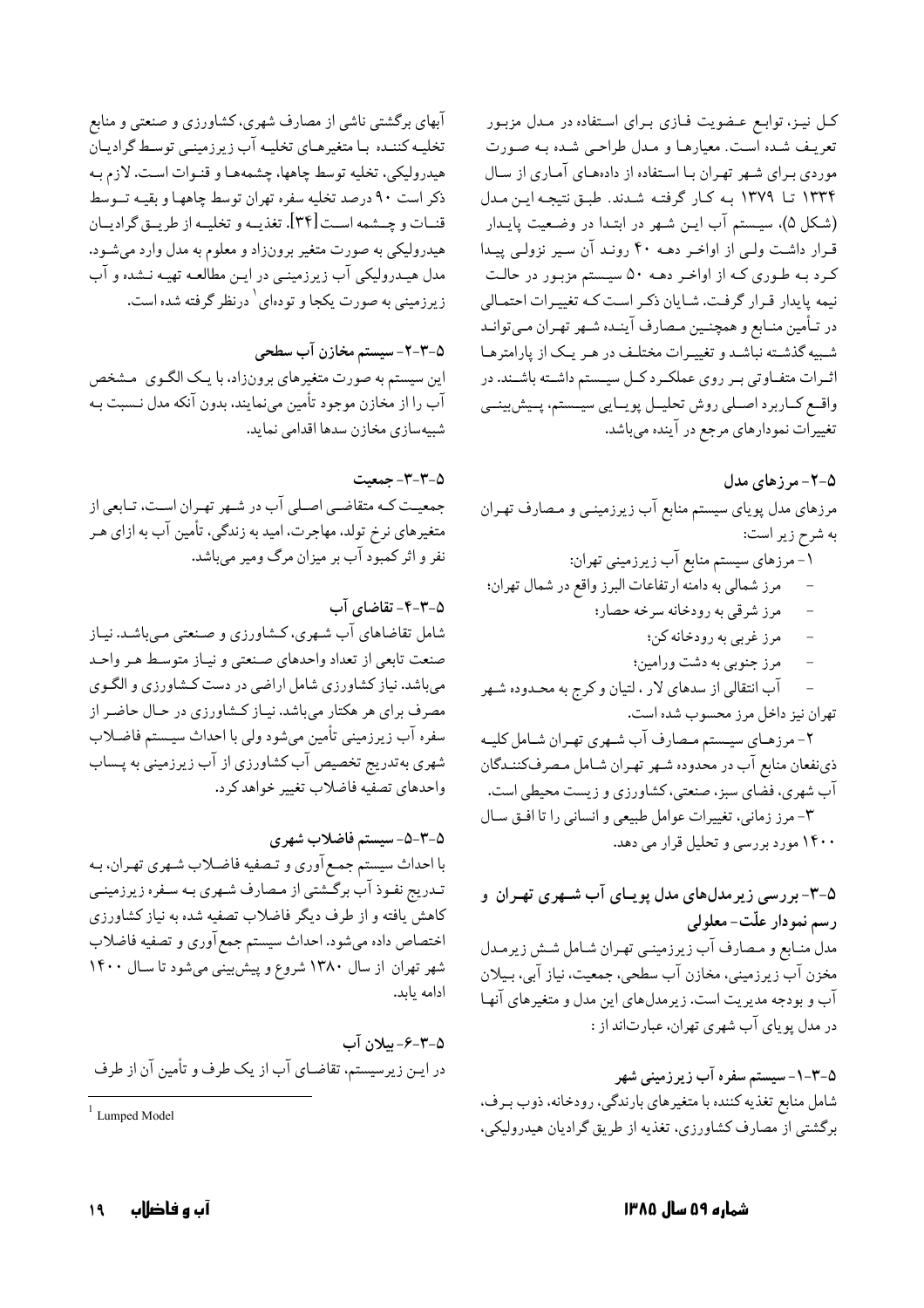کل نیز، توابع عضویت فازی برای استفاده در مدل مزبور تعریف شده است. معیارها و مدل طراحی شده به صورت موردی برای شهر تهران با استفاده از داده‌های آماری از سال ۱۳۳۴ تا ۱۳۷۹ به کار گرفته شدند. طبق نتیجه این مدل (شکل ۵)، سیستم آب این شهر در ابتدا در وضعیت پایدار قرار داشت ولی از اواخر دهه ۴۰ روند آن سیر نزولی پیدا کرد به طوری که از اواخر دهه ۵۰ سیستم مزبور در حالت نیمه پایدار قرار گرفت. شایان ذکر است که تغییرات احتمالی در تأمین منابع و همچنین مصارف آینده شهر تهران می‌تواند شبیه گذشته نباشد و تغییرات مختلف در هر یک از پارامترها اثرات متفاوتی بر روی عملکرد کل سیستم داشته باشند. در واقع کاربرد اصلی روش تحلیل پویایی سیستم، پیش‌بینی تغییرات نمودارهای مرجع در آینده می‌باشد.

## ۵-۲- مرزهای مدل

مرزهای مدل پویای سیستم منابع آب زیرزمینی و مصارف تهران به شرح زیر است:

۱- مرزهای سیستم منابع آب زیرزمینی تهران:

- مرز شمالی به دامنه ارتفاعات البرز واقع در شمال تهران؛
- مرز شرقی به رودخانه سرخه حصار؛
- مرز غربی به رودخانه کن؛
- مرز جنوبی به دشت ورامین؛
- آب انتقالی از سدهای لار، لتیان و کرج به محدوده شهر تهران نیز داخل مرز محسوب شده است.

۲- مرزهای سیستم مصارف آب شهری تهران شامل کلیه ذی‌نفعان منابع آب در محدوده شهر تهران شامل مصرف‌کنندگان آب شهری، فضای سبز، صنعتی، کشاورزی و زیست محیطی است.

۳- مرز زمانی، تغییرات عوامل طبیعی و انسانی را تا افق سال ۱۴۰۰ مورد بررسی و تحلیل قرار می دهد.

## ۵-۳- بررسی زیرمدل‌های مدل پویای آب شهری تهران و رسم نمودار علّت- معلولی

مدل منابع و مصارف آب زیرزمینی تهران شامل شش زیرمدل مخزن آب زیرزمینی، مخازن آب سطحی، جمعیت، نیاز آبی، بیلان آب و بودجه مدیریت است. زیرمدل‌های این مدل و متغیرهای آنها در مدل پویای آب شهری تهران، عبارت‌اند از :

### ۵-۳-۱- سیستم سفره آب زیرزمینی شهر

شامل منابع تغذیه کننده با متغیرهای بارندگی، رودخانه، ذوب برف، برگشتی از مصارف کشاورزی، تغذیه از طریق گرادیان هیدرولیکی، آبهای برگشتی ناشی از مصارف شهری، کشاورزی و صنعتی و منابع تخلیه کننده با متغیرهای تخلیه آب زیرزمینی توسط گرادیان هیدرولیکی، تخلیه توسط چاهها، چشمه‌ها و قنوات است. لازم به ذکر است ۹۰ درصد تخلیه سفره تهران توسط چاهها و بقیه توسط قنات و چشمه است [۳۴]. تغذیه و تخلیه از طریق گرادیان هیدرولیکی به صورت متغیر برون‌زاد و معلوم به مدل وارد می‌شود. مدل هیدرولیکی آب زیرزمینی در این مطالعه تهیه نشده و آب زیرزمینی به صورت یکجا و توده‌ای[1] درنظر گرفته شده است.

### ۵-۳-۲- سیستم مخازن آب سطحی

این سیستم به صورت متغیرهای برون‌زاد، با یک الگوی مشخص آب را از مخازن موجود تأمین می‌نمایند، بدون آنکه مدل نسبت به شبیه‌سازی مخازن سدها اقدامی نماید.

### ۵-۳-۳- جمعیت

جمعیت که متقاضی اصلی آب در شهر تهران است، تابعی از متغیرهای نرخ تولد، مهاجرت، امید به زندگی، تأمین آب به ازای هر نفر و اثر کمبود آب بر میزان مرگ ومیر می‌باشد.

### ۵-۳-۴- تقاضای آب

شامل تقاضاهای آب شهری، کشاورزی و صنعتی می‌باشد. نیاز صنعت تابعی از تعداد واحدهای صنعتی و نیاز متوسط هر واحد می‌باشد. نیاز کشاورزی شامل اراضی در دست کشاورزی و الگوی مصرف برای هر هکتار می‌باشد. نیاز کشاورزی در حال حاضر از سفره آب زیرزمینی تأمین می‌شود ولی با احداث سیستم فاضلاب شهری به‌تدریج تخصیص آب کشاورزی از آب زیرزمینی به پساب واحدهای تصفیه فاضلاب تغییر خواهد کرد.

### ۵-۳-۵- سیستم فاضلاب شهری

با احداث سیستم جمع‌آوری و تصفیه فاضلاب شهری تهران، به تدریج نفوذ آب برگشتی از مصارف شهری به سفره زیرزمینی کاهش یافته و از طرف دیگر فاضلاب تصفیه شده به نیاز کشاورزی اختصاص داده می‌شود. احداث سیستم جمع‌آوری و تصفیه فاضلاب شهر تهران از سال ۱۳۸۰ شروع و پیش‌بینی می‌شود تا سال ۱۴۰۰ ادامه یابد.

### ۵-۳-۶- بیلان آب

در این زیرسیستم، تقاضای آب از یک طرف و تأمین آن از طرف

[1] Lumped Model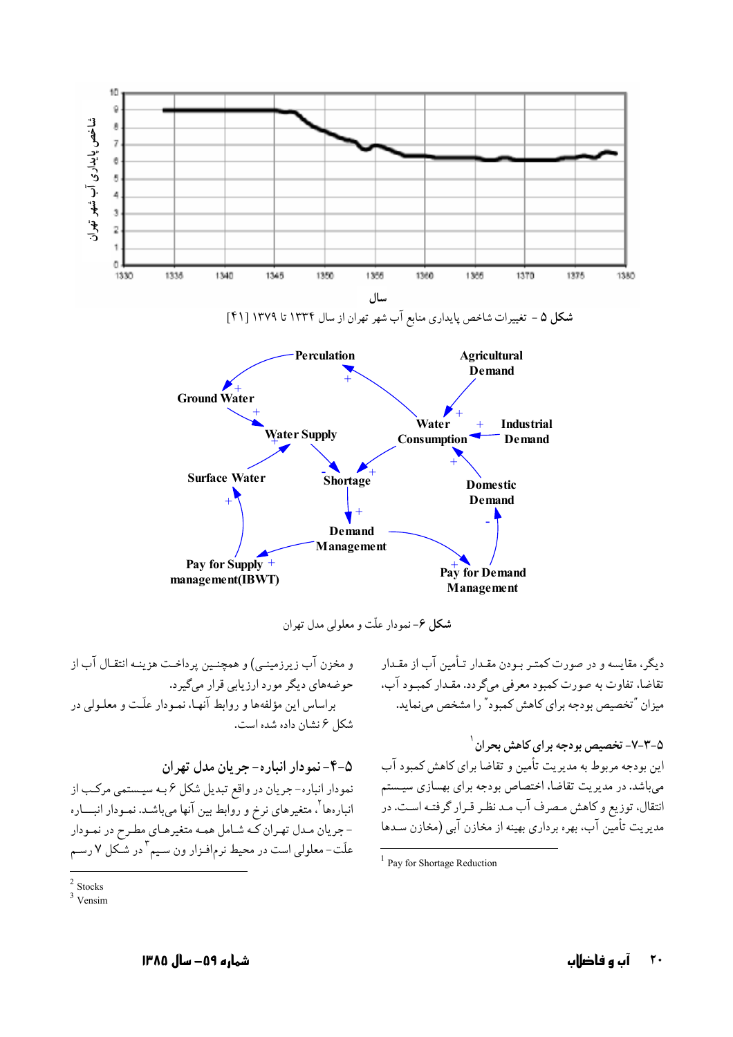شکل ۵ - تغییرات شاخص پایداری منابع آب شهر تهران از سال ۱۳۳۴ تا ۱۳۷۹ [۴۱]

شکل ۶- نمودار علّت و معلولی مدل تهران

دیگر، مقایسه و در صورت کمتر بودن مقدار تأمین آب از مقدار تقاضا، تفاوت به صورت کمبود معرفی می‌گردد. مقدار کمبود آب، میزان "تخصیص بودجه برای کاهش کمبود" را مشخص می‌نماید.

### ۵-۳-۷- تخصیص بودجه برای کاهش بحران[1]

این بودجه مربوط به مدیریت تأمین و تقاضا برای کاهش کمبود آب می‌باشد. در مدیریت تقاضا، اختصاص بودجه برای بهسازی سیستم انتقال، توزیع و کاهش مصرف آب مد نظر قرار گرفته است. در مدیریت تأمین آب، بهره برداری بهینه از مخازن آبی (مخازن سدها و مخزن آب زیرزمینی) و همچنین پرداخت هزینه انتقال آب از حوضه‌های دیگر مورد ارزیابی قرار می‌گیرد.

براساس این مؤلفه‌ها و روابط آنها، نمودار علّت و معلولی در شکل ۶ نشان داده شده است.

### ۵-۴- نمودار انباره- جریان مدل تهران

نمودار انباره- جریان در واقع تبدیل شکل ۶ به سیستمی مرکب از انباره‌ها[2]، متغیرهای نرخ و روابط بین آنها می‌باشد. نمودار انباره- جریان مدل تهران که شامل همه متغیرهای مطرح در نمودار علّت- معلولی است در محیط نرم‌افزار ون سیم[3] در شکل ۷ رسم

---

[1] Pay for Shortage Reduction

[2] Stocks

[3] Vensim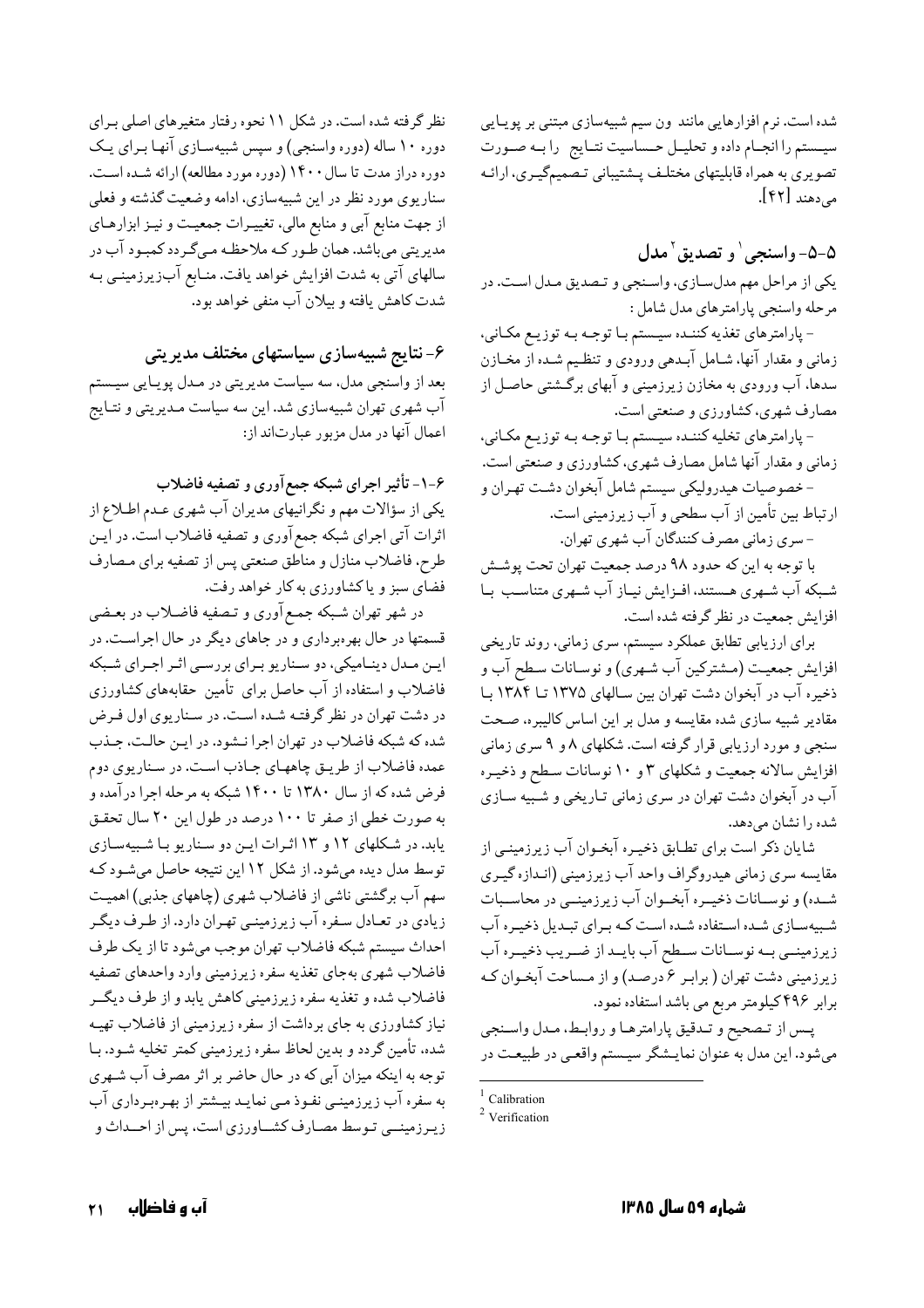شده است. نرم افزارهایی مانند ون سیم شبیه‌سازی مبتنی بر پویایی سیستم را انجام داده و تحلیل حساسیت نتایج را به صورت تصویری به همراه قابلیتهای مختلف پشتیبانی تصمیم‌گیری، ارائه می‌دهند [۴۲].

## ۵-۵- واسنجی[1] و تصدیق[2] مدل

یکی از مراحل مهم مدل‌سازی، واسنجی و تصدیق مدل است. در مرحله واسنجی پارامترهای مدل شامل :

- پارامترهای تغذیه کننده سیستم با توجه به توزیع مکانی، زمانی و مقدار آنها، شامل آبدهی ورودی و تنظیم شده از مخازن سدها، آب ورودی به مخازن زیرزمینی و آبهای برگشتی حاصل از مصارف شهری، کشاورزی و صنعتی است.
- پارامترهای تخلیه کننده سیستم با توجه به توزیع مکانی، زمانی و مقدار آنها شامل مصارف شهری، کشاورزی و صنعتی است.
- خصوصیات هیدرولیکی سیستم شامل آبخوان دشت تهران و ارتباط بین تأمین از آب سطحی و آب زیرزمینی است.
- سری زمانی مصرف کنندگان آب شهری تهران.

با توجه به این که حدود ۹۸ درصد جمعیت تهران تحت پوشش شبکه آب شهری هستند، افزایش نیاز آب شهری متناسب با افزایش جمعیت در نظر گرفته شده است.

برای ارزیابی تطابق عملکرد سیستم، سری زمانی، روند تاریخی افزایش جمعیت (مشترکین آب شهری) و نوسانات سطح آب و ذخیره آب در آبخوان دشت تهران بین سالهای ۱۳۷۵ تا ۱۳۸۴ با مقادیر شبیه سازی شده مقایسه و مدل بر این اساس کالیبره، صحت سنجی و مورد ارزیابی قرار گرفته است. شکلهای ۸ و ۹ سری زمانی افزایش سالانه جمعیت و شکلهای ۳ و ۱۰ نوسانات سطح و ذخیره آب در آبخوان دشت تهران در سری زمانی تاریخی و شبیه سازی شده را نشان می‌دهد.

شایان ذکر است برای تطابق ذخیره آبخوان آب زیرزمینی از مقایسه سری زمانی هیدروگراف واحد آب زیرزمینی (اندازه‌گیری شده) و نوسانات ذخیره آبخوان آب زیرزمینی در محاسبات شبیه‌سازی شده استفاده شده است که برای تبدیل ذخیره آب زیرزمینی به نوسانات سطح آب باید از ضریب ذخیره آب زیرزمینی دشت تهران ( برابر ۶ درصد) و از مساحت آبخوان که برابر ۴۹۶ کیلومتر مربع می باشد استفاده نمود.

پس از تصحیح و تدقیق پارامترها و روابط، مدل واسنجی می‌شود. این مدل به عنوان نمایشگر سیستم واقعی در طبیعت در نظر گرفته شده است. در شکل ۱۱ نحوه رفتار متغیرهای اصلی برای دوره ۱۰ ساله (دوره واسنجی) و سپس شبیه‌سازی آنها برای یک دوره دراز مدت تا سال ۱۴۰۰ (دوره مورد مطالعه) ارائه شده است. سناریوی مورد نظر در این شبیه‌سازی، ادامه وضعیت گذشته و فعلی از جهت منابع آبی و منابع مالی، تغییرات جمعیت و نیز ابزارهای مدیریتی می‌باشد. همان طور که ملاحظه می‌گردد کمبود آب در سالهای آتی به شدت افزایش خواهد یافت. منابع آب‌زیرزمینی به شدت کاهش یافته و بیلان آب منفی خواهد بود.

## ۶- نتایج شبیه‌سازی سیاستهای مختلف مدیریتی

بعد از واسنجی مدل، سه سیاست مدیریتی در مدل پویایی سیستم آب شهری تهران شبیه‌سازی شد. این سه سیاست مدیریتی و نتایج اعمال آنها در مدل مزبور عبارت‌اند از:

### ۶-۱- تأثیر اجرای شبکه جمع‌آوری و تصفیه فاضلاب

یکی از سؤالات مهم و نگرانیهای مدیران آب شهری عدم اطلاع از اثرات آتی اجرای شبکه جمع‌آوری و تصفیه فاضلاب است. در این طرح، فاضلاب منازل و مناطق صنعتی پس از تصفیه برای مصارف فضای سبز و یا کشاورزی به کار خواهد رفت.

در شهر تهران شبکه جمع‌آوری و تصفیه فاضلاب در بعضی قسمتها در حال بهره‌برداری و در جاهای دیگر در حال اجراست. در این مدل دینامیکی، دو سناریو برای بررسی اثر اجرای شبکه فاضلاب و استفاده از آب حاصل برای تأمین حقابه‌های کشاورزی در دشت تهران در نظر گرفته شده است. در سناریوی اول فرض شده که شبکه فاضلاب در تهران اجرا نشود. در این حالت، جذب عمده فاضلاب از طریق چاههای جاذب است. در سناریوی دوم فرض شده که از سال ۱۳۸۰ تا ۱۴۰۰ شبکه به مرحله اجرا درآمده و به صورت خطی از صفر تا ۱۰۰ درصد در طول این ۲۰ سال تحقق یابد. در شکلهای ۱۲ و ۱۳ اثرات این دو سناریو با شبیه‌سازی توسط مدل دیده می‌شود. از شکل ۱۲ این نتیجه حاصل می‌شود که سهم آب برگشتی ناشی از فاضلاب شهری (چاههای جذبی) اهمیت زیادی در تعادل سفره آب زیرزمینی تهران دارد. از طرف دیگر احداث سیستم شبکه فاضلاب تهران موجب می‌شود تا از یک طرف فاضلاب شهری به‌جای تغذیه سفره زیرزمینی وارد واحدهای تصفیه فاضلاب شده و تغذیه سفره زیرزمینی کاهش یابد و از طرف دیگر نیاز کشاورزی به جای برداشت از سفره زیرزمینی از فاضلاب تهیه شده، تأمین گردد و بدین لحاظ سفره زیرزمینی کمتر تخلیه شود. با توجه به اینکه میزان آبی که در حال حاضر بر اثر مصرف آب شهری به سفره آب زیرزمینی نفوذ می نماید بیشتر از بهره‌برداری آب زیرزمینی توسط مصارف کشاورزی است، پس از احداث و

---

[1] Calibration

[2] Verification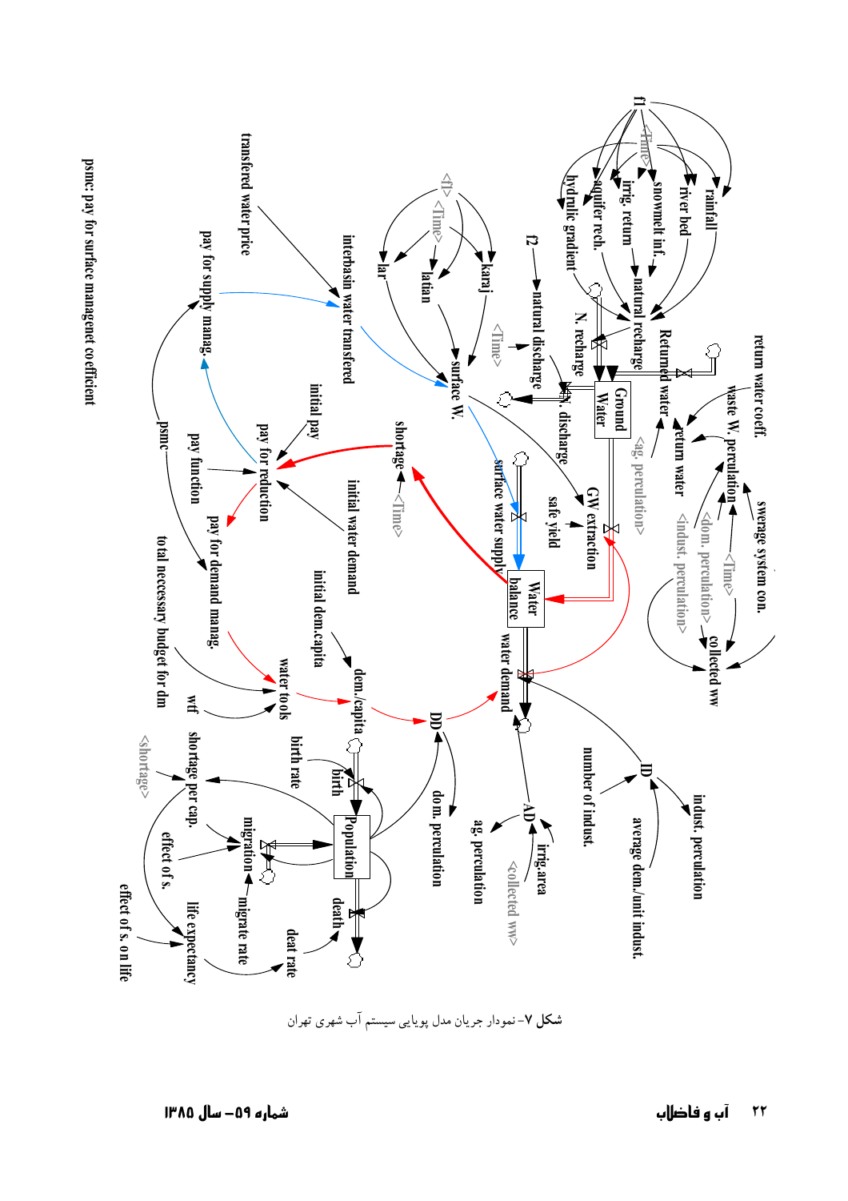psmc: pay for surface managenet coefficient

شکل ۷- نمودار جریان مدل پویایی سیستم آب شهری تهران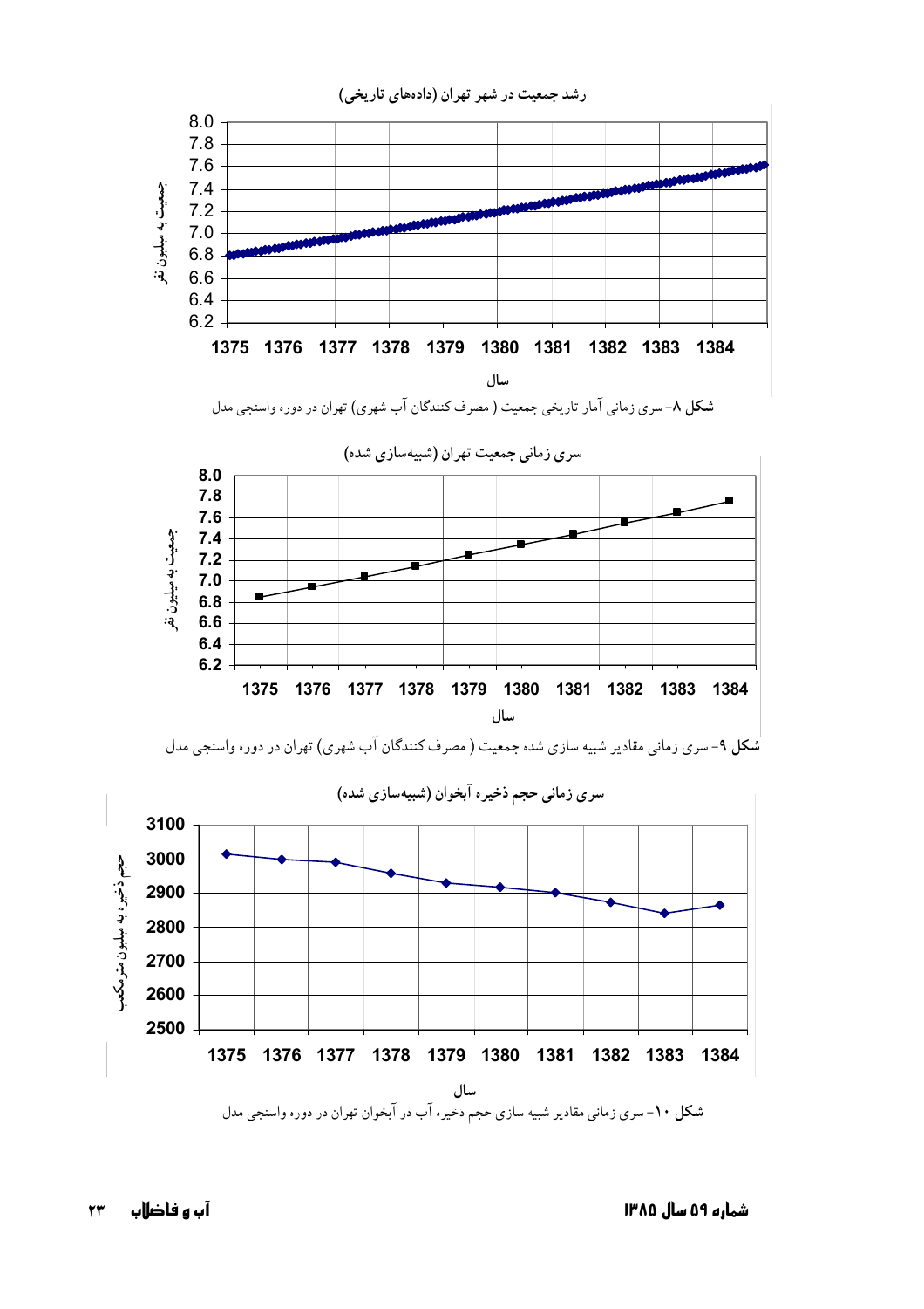**شکل ۸**- سری زمانی آمار تاریخی جمعیت ( مصرف کنندگان آب شهری) تهران در دوره واسنجی مدل

**شکل ۹**- سری زمانی مقادیر شبیه سازی شده جمعیت ( مصرف کنندگان آب شهری) تهران در دوره واسنجی مدل

**شکل ۱۰**- سری زمانی مقادیر شبیه سازی حجم ذخیره آب در آبخوان تهران در دوره واسنجی مدل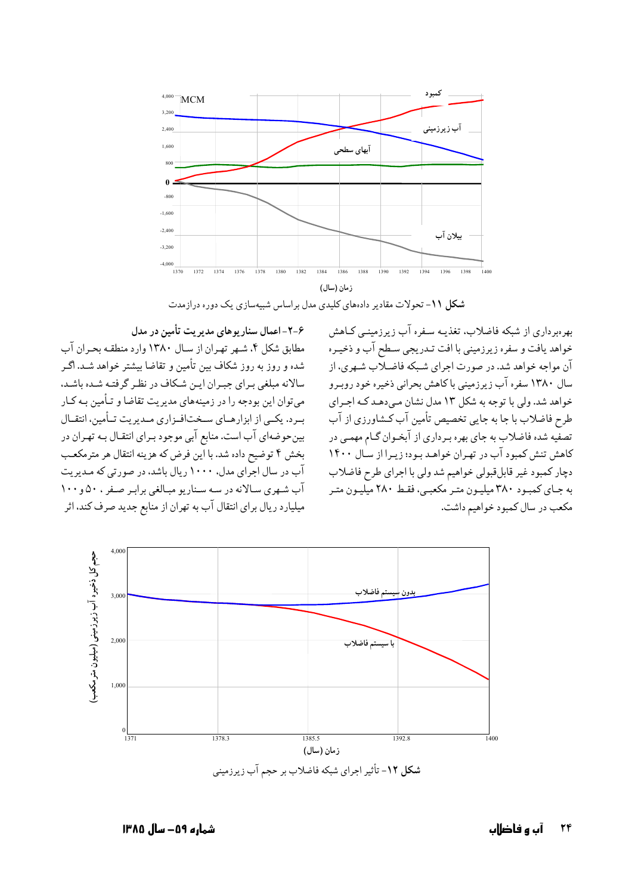شکل ۱۱- تحولات مقادیر داده‌های کلیدی مدل براساس شبیه‌سازی یک دوره درازمدت

بهره‌برداری از شبکه فاضلاب، تغذیه سفره آب زیرزمینی کاهش خواهد یافت و سفره زیرزمینی با افت تدریجی سطح آب و ذخیره آن مواجه خواهد شد. در صورت اجرای شبکه فاضلاب شهری، از سال ۱۳۸۰ سفره آب زیرزمینی با کاهش بحرانی ذخیره خود روبرو خواهد شد. ولی با توجه به شکل ۱۳ مدل نشان می‌دهد که اجرای طرح فاضلاب با جا به جایی تخصیص تأمین آب کشاورزی از آب تصفیه شده فاضلاب به جای بهره برداری از آبخوان گام مهمی در کاهش تنش کمبود آب در تهران خواهد بود؛ زیرا از سال ۱۴۰۰ دچار کمبود غیر قابل‌قبولی خواهیم شد ولی با اجرای طرح فاضلاب به جای کمبود ۳۸۰ میلیون متر مکعبی، فقط ۲۸۰ میلیون متر مکعب در سال کمبود خواهیم داشت.

### ۶-۲- اعمال سناریوهای مدیریت تأمین در مدل

مطابق شکل ۴، شهر تهران از سال ۱۳۸۰ وارد منطقه بحران آب شده و روز به روز شکاف بین تأمین و تقاضا بیشتر خواهد شد. اگر سالانه مبلغی برای جبران این شکاف در نظر گرفته شده باشد، می‌توان این بودجه را در زمینه‌های مدیریت تقاضا و تأمین به کار برد. یکی از ابزارهای سخت‌افزاری مدیریت تأمین، انتقال بین‌حوضه‌ای آب است. منابع آبی موجود برای انتقال به تهران در بخش ۴ توضیح داده شد. با این فرض که هزینه انتقال هر مترمکعب آب در سال اجرای مدل، ۱۰۰۰ ریال باشد، در صورتی که مدیریت آب شهری سالانه در سه سناریو مبالغی برابر صفر ، ۵۰ و ۱۰۰ میلیارد ریال برای انتقال آب به تهران از منابع جدید صرف کند، اثر

شکل ۱۲- تأثیر اجرای شبکه فاضلاب بر حجم آب زیرزمینی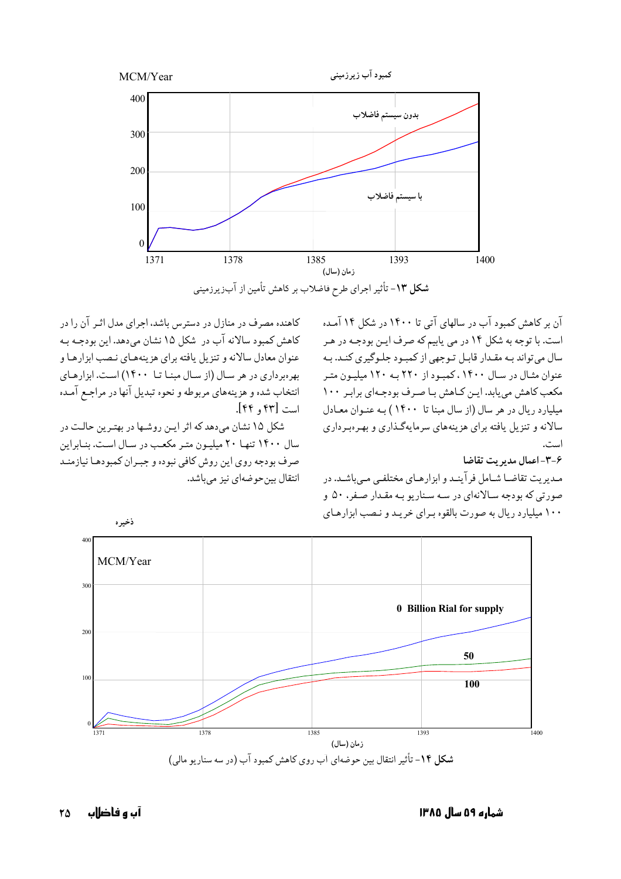شکل ۱۳- تأثیر اجرای طرح فاضلاب بر کاهش تأمین از آب‌زیرزمینی

آن بر کاهش کمبود آب در سالهای آتی تا ۱۴۰۰ در شکل ۱۴ آمده است. با توجه به شکل ۱۴ در می یابیم که صرف این بودجه در هر سال می‌تواند به مقدار قابل توجهی از کمبود جلوگیری کند. به عنوان مثال در سال ۱۴۰۰، کمبود از ۲۲۰ به ۱۲۰ میلیون متر مکعب کاهش می‌یابد. این کاهش با صرف بودجه‌ای برابر ۱۰۰ میلیارد ریال در هر سال (از سال مبنا تا ۱۴۰۰) به عنوان معادل سالانه و تنزیل یافته برای هزینه‌های سرمایه‌گذاری و بهره‌برداری است.

### ۶-۳- اعمال مدیریت تقاضا

مدیریت تقاضا شامل فرآیند و ابزارهای مختلفی می‌باشد. در صورتی که بودجه سالانه‌ای در سه سناریو به مقدار صفر، ۵۰ و ۱۰۰ میلیارد ریال به صورت بالقوه برای خرید و نصب ابزارهای کاهنده مصرف در منازل در دسترس باشد، اجرای مدل اثر آن را در کاهش کمبود سالانه آب در شکل ۱۵ نشان می‌دهد. این بودجه به عنوان معادل سالانه و تنزیل یافته برای هزینه‌های نصب ابزارها و بهره‌برداری در هر سال (از سال مبنا تا ۱۴۰۰) است. ابزارهای انتخاب شده و هزینه‌های مربوطه و نحوه تبدیل آنها در مراجع آمده است [۴۳ و ۴۴].

شکل ۱۵ نشان می‌دهد که اثر این روشها در بهترین حالت در سال ۱۴۰۰ تنها ۲۰ میلیون متر مکعب در سال است. بنابراین صرف بودجه روی این روش کافی نبوده و جبران کمبودها نیازمند انتقال بین‌حوضه‌ای نیز می‌باشد.

شکل ۱۴- تأثیر انتقال بین حوضه‌ای آب روی کاهش کمبود آب (در سه سناریو مالی)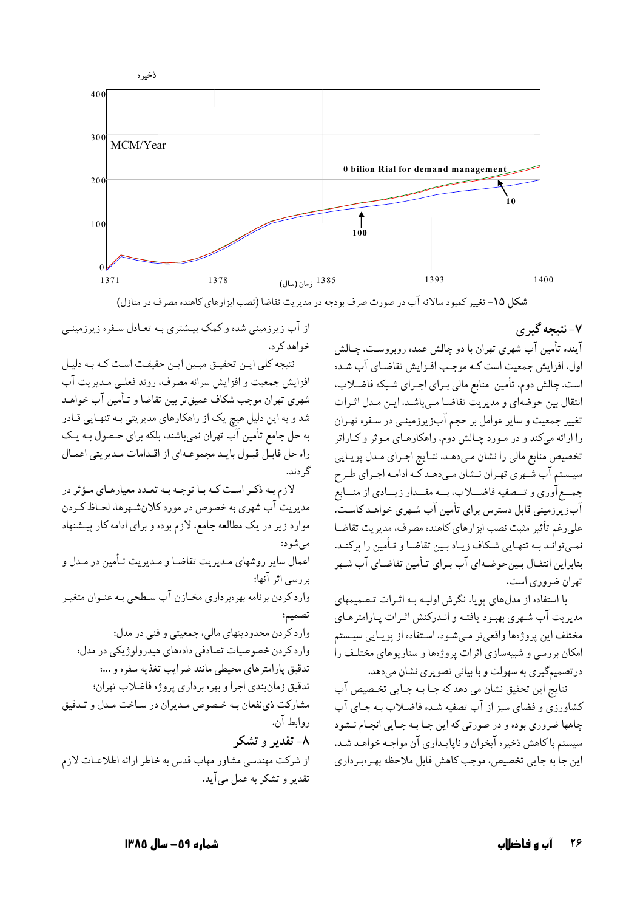ذخیره

400

300 MCM/Year

200 0 bilion Rial for demand management

10

100

100

0

1371 1378 زمان (سال) 1385 1393 1400

**شکل ۱۵**- تغییر کمبود سالانه آب در صورت صرف بودجه در مدیریت تقاضا (نصب ابزارهای کاهنده مصرف در منازل)

## ۷- نتیجه گیری

آینده تأمین آب شهری تهران با دو چالش عمده روبروست. چالش اول، افزایش جمعیت است که موجب افزایش تقاضای آب شده است. چالش دوم، تأمین منابع مالی برای اجرای شبکه فاضلاب، انتقال بین حوضه‌ای و مدیریت تقاضا می‌باشد. این مدل اثرات تغییر جمعیت و سایر عوامل بر حجم آب‌زیرزمینی در سفره تهران را ارائه می‌کند و در مورد چالش دوم، راهکارهای موثر و کاراتر تخصیص منابع مالی را نشان می‌دهد. نتایج اجرای مدل پویایی سیستم آب شهری تهران نشان می‌دهد که ادامه اجرای طرح جمع‌آوری و تصفیه فاضلاب، به مقدار زیادی از منابع آب‌زیرزمینی قابل دسترس برای تأمین آب شهری خواهد کاست. علی‌رغم تأثیر مثبت نصب ابزارهای کاهنده مصرف، مدیریت تقاضا نمی‌توانند به تنهایی شکاف زیاد بین تقاضا و تأمین را پرکند. بنابراین انتقال بین‌حوضه‌ای آب برای تأمین تقاضای آب شهر تهران ضروری است.

با استفاده از مدل‌های پویا، نگرش اولیه به اثرات تصمیمهای مدیریت آب شهری بهبود یافته و اندرکنش اثرات پارامترهای مختلف این پروژه‌ها واقعی‌تر می‌شود. استفاده از پویایی سیستم امکان بررسی و شبیه‌سازی اثرات پروژه‌ها و سناریوهای مختلف را درتصمیم‌گیری به سهولت و با بیانی تصویری نشان می‌دهد.

نتایج این تحقیق نشان می دهد که جا به جایی تخصیص آب کشاورزی و فضای سبز از آب تصفیه شده فاضلاب به جای آب چاهها ضروری بوده و در صورتی که این جا به جایی انجام نشود سیستم با کاهش ذخیره آبخوان و ناپایداری آن مواجه خواهد شد. این جا به جایی تخصیص، موجب کاهش قابل ملاحظه بهره‌برداری از آب زیرزمینی شده و کمک بیشتری به تعادل سفره زیرزمینی خواهد کرد.

نتیجه کلی این تحقیق مبین این حقیقت است که به دلیل افزایش جمعیت و افزایش سرانه مصرف، روند فعلی مدیریت آب شهری تهران موجب شکاف عمیق‌تر بین تقاضا و تأمین آب خواهد شد و به این دلیل هیچ یک از راهکارهای مدیریتی به تنهایی قادر به حل جامع تأمین آب تهران نمی‌باشند، بلکه برای حصول به یک راه حل قابل قبول باید مجموعه‌ای از اقدامات مدیریتی اعمال گردند.

لازم به ذکر است که با توجه به تعدد معیارهای مؤثر در مدیریت آب شهری به خصوص در مورد کلان‌شهرها، لحاظ کردن موارد زیر در یک مطالعه جامع، لازم بوده و برای ادامه کار پیشنهاد می‌شود:

اعمال سایر روشهای مدیریت تقاضا و مدیریت تأمین در مدل و بررسی اثر آنها؛

وارد کردن برنامه بهره‌برداری مخازن آب سطحی به عنوان متغیر تصمیم؛

وارد کردن محدودیتهای مالی، جمعیتی و فنی در مدل؛

وارد کردن خصوصیات تصادفی داده‌های هیدرولوژیکی در مدل؛

تدقیق پارامترهای محیطی مانند ضرایب تغذیه سفره و ...؛

تدقیق زمان‌بندی اجرا و بهره برداری پروژه فاضلاب تهران؛

مشارکت ذی‌نفعان به خصوص مدیران در ساخت مدل و تدقیق روابط آن.

## ۸- تقدیر و تشکر

از شرکت مهندسی مشاور مهاب قدس به خاطر ارائه اطلاعات لازم تقدیر و تشکر به عمل می‌آید.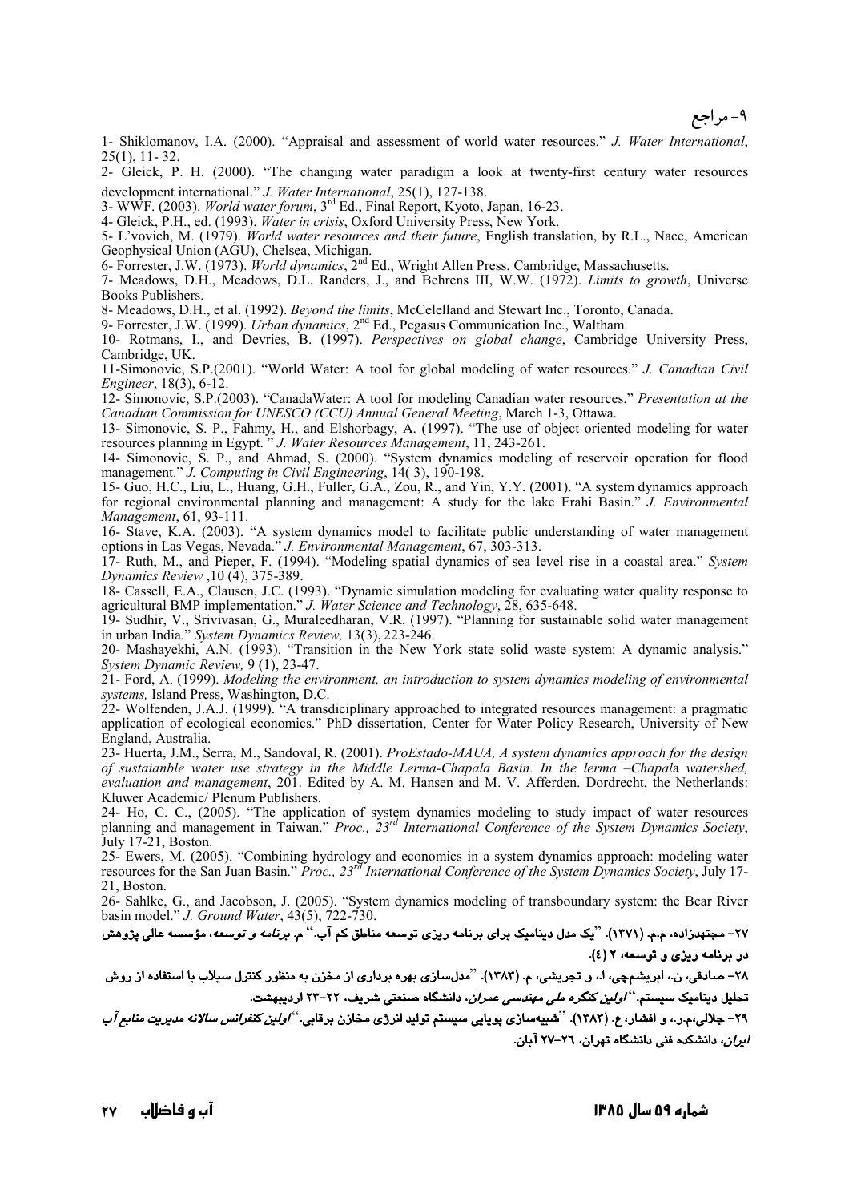## ۹- مراجع

1- Shiklomanov, I.A. (2000). "Appraisal and assessment of world water resources." *J. Water International*, 25(1), 11- 32.

2- Gleick, P. H. (2000). "The changing water paradigm a look at twenty-first century water resources development international." *J. Water International*, 25(1), 127-138.

3- WWF. (2003). *World water forum*, 3rd Ed., Final Report, Kyoto, Japan, 16-23.

4- Gleick, P.H., ed. (1993). *Water in crisis*, Oxford University Press, New York.

5- L'vovich, M. (1979). *World water resources and their future*, English translation, by R.L., Nace, American Geophysical Union (AGU), Chelsea, Michigan.

6- Forrester, J.W. (1973). *World dynamics*, 2nd Ed., Wright Allen Press, Cambridge, Massachusetts.

7- Meadows, D.H., Meadows, D.L. Randers, J., and Behrens III, W.W. (1972). *Limits to growth*, Universe Books Publishers.

8- Meadows, D.H., et al. (1992). *Beyond the limits*, McCelelland and Stewart Inc., Toronto, Canada.

9- Forrester, J.W. (1999). *Urban dynamics*, 2nd Ed., Pegasus Communication Inc., Waltham.

10- Rotmans, I., and Devries, B. (1997). *Perspectives on global change*, Cambridge University Press, Cambridge, UK.

11-Simonovic, S.P.(2001). "World Water: A tool for global modeling of water resources." *J. Canadian Civil Engineer*, 18(3), 6-12.

12- Simonovic, S.P.(2003). "CanadaWater: A tool for modeling Canadian water resources." *Presentation at the Canadian Commission for UNESCO (CCU) Annual General Meeting*, March 1-3, Ottawa.

13- Simonovic, S. P., Fahmy, H., and Elshorbagy, A. (1997). "The use of object oriented modeling for water resources planning in Egypt. " *J. Water Resources Management*, 11, 243-261.

14- Simonovic, S. P., and Ahmad, S. (2000). "System dynamics modeling of reservoir operation for flood management." *J. Computing in Civil Engineering*, 14( 3), 190-198.

15- Guo, H.C., Liu, L., Huang, G.H., Fuller, G.A., Zou, R., and Yin, Y.Y. (2001). "A system dynamics approach for regional environmental planning and management: A study for the lake Erahi Basin." *J. Environmental Management*, 61, 93-111.

16- Stave, K.A. (2003). "A system dynamics model to facilitate public understanding of water management options in Las Vegas, Nevada." *J. Environmental Management*, 67, 303-313.

17- Ruth, M., and Pieper, F. (1994). "Modeling spatial dynamics of sea level rise in a coastal area." *System Dynamics Review* ,10 (4), 375-389.

18- Cassell, E.A., Clausen, J.C. (1993). "Dynamic simulation modeling for evaluating water quality response to agricultural BMP implementation." *J. Water Science and Technology*, 28, 635-648.

19- Sudhir, V., Srivivasan, G., Muraleedharan, V.R. (1997). "Planning for sustainable solid water management in urban India." *System Dynamics Review,* 13(3), 223-246.

20- Mashayekhi, A.N. (1993). "Transition in the New York state solid waste system: A dynamic analysis." *System Dynamic Review,* 9 (1), 23-47.

21- Ford, A. (1999). *Modeling the environment, an introduction to system dynamics modeling of environmental systems,* Island Press, Washington, D.C.

22- Wolfenden, J.A.J. (1999). "A transdiciplinary approached to integrated resources management: a pragmatic application of ecological economics." PhD dissertation, Center for Water Policy Research, University of New England, Australia.

23- Huerta, J.M., Serra, M., Sandoval, R. (2001). *ProEstado-MAUA, A system dynamics approach for the design of sustaianble water use strategy in the Middle Lerma-Chapala Basin. In the lerma –Chapala watershed, evaluation and management*, 201. Edited by A. M. Hansen and M. V. Afferden. Dordrecht, the Netherlands: Kluwer Academic/ Plenum Publishers.

24- Ho, C. C., (2005). "The application of system dynamics modeling to study impact of water resources planning and management in Taiwan." *Proc., 23rd International Conference of the System Dynamics Society*, July 17-21, Boston.

25- Ewers, M. (2005). "Combining hydrology and economics in a system dynamics approach: modeling water resources for the San Juan Basin." *Proc., 23rd International Conference of the System Dynamics Society*, July 17-21, Boston.

26- Sahlke, G., and Jacobson, J. (2005). "System dynamics modeling of transboundary system: the Bear River basin model." *J. Ground Water*, 43(5), 722-730.

۲۷- مجتهدزاده، م.م. (۱۳۷۱). "یک مدل دینامیک برای برنامه ریزی توسعه مناطق کم آب." م. *برنامه و توسعه*، مؤسسه عالی پژوهش در برنامه ریزی و توسعه، ۲ (٤).

۲۸- صادقی، ن.، ابریشم‌چی، ا.، و تجریشی، م. (۱۳۸۳). "مدل‌سازی بهره برداری از مخزن به منظور کنترل سیلاب با استفاده از روش تحلیل دینامیک سیستم." *اولین کنگره ملی مهندسی عمران*، دانشگاه صنعتی شریف، ۲۲-۲۳ اردیبهشت.

۲۹- جلالی،م.ر.، و افشار، ع. (۱۳۸۳). "شبیه‌سازی پویایی سیستم تولید انرژی مخازن برقابی." *اولین کنفرانس سالانه مدیریت منابع آب ایران*، دانشکده فنی دانشگاه تهران، ۲۶-۲۷ آبان.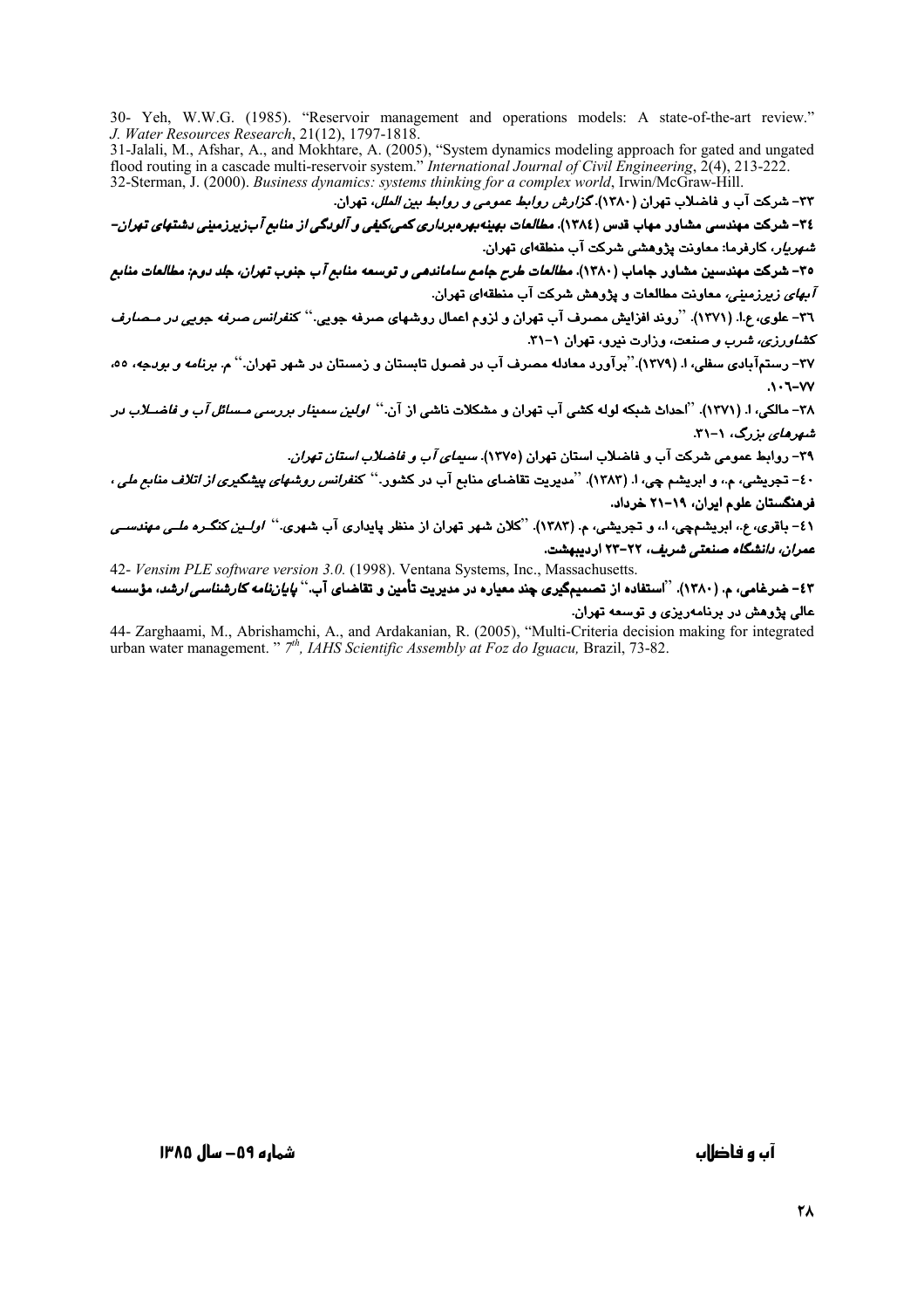30- Yeh, W.W.G. (1985). "Reservoir management and operations models: A state-of-the-art review." *J. Water Resources Research*, 21(12), 1797-1818.

31-Jalali, M., Afshar, A., and Mokhtare, A. (2005), "System dynamics modeling approach for gated and ungated flood routing in a cascade multi-reservoir system." *International Journal of Civil Engineering*, 2(4), 213-222.

32-Sterman, J. (2000). *Business dynamics: systems thinking for a complex world*, Irwin/McGraw-Hill.

۳۳- شرکت آب و فاضلاب تهران (۱۳۸۰). *گزارش روابط عمومی و روابط بین الملل*، تهران.

۳٤- شرکت مهندسی مشاور مهاب قدس (۱۳۸٤). *مطالعات بهینه‌بهره‌برداری کمی،کیفی و آلودگی از منابع آب‌زیرزمینی دشتهای تهران- شهریار*، کارفرما: معاونت پژوهشی شرکت آب منطقه‌ای تهران.

۳۵- شرکت مهندسین مشاور جاماب (۱۳۸۰). *مطالعات طرح جامع ساماندهی و توسعه منابع آب جنوب تهران، جلد دوم: مطالعات منابع آبهای زیرزمینی*، معاونت مطالعات و پژوهش شرکت آب منطقه‌ای تهران.

۳٦- علوی، ع.ا. (۱۳۷۱). "روند افزایش مصرف آب تهران و لزوم اعمال روشهای صرفه جویی." *کنفرانس صرفه جویی در مصارف کشاورزی، شرب و صنعت*، وزارت نیرو، تهران ۱-۳۱.

۳۷- رستم‌آبادی سفلی، ا. (۱۳۷۹)."برآورد معادله مصرف آب در فصول تابستان و زمستان در شهر تهران." *م. برنامه و بودجه*، ۵۵، ۷۷-۱۰٦.

۳۸- مالکی، ا. (۱۳۷۱). "احداث شبکه لوله کشی آب تهران و مشکلات ناشی از آن." *اولین سمینار بررسی مسائل آب و فاضلاب در شهرهای بزرگ*، ۱-۳۱.

۳۹- روابط عمومی شرکت آب و فاضلاب استان تهران (۱۳۷۵). *سیمای آب و فاضلاب استان تهران.*

٤۰- تجریشی، م.، و ابریشم چی، ا. (۱۳۸۳). "مدیریت تقاضای منابع آب در کشور." *کنفرانس روشهای پیشگیری از اتلاف منابع ملی*، فرهنگستان علوم ایران، ۱۹-۲۱ خرداد.

٤۱- باقری، ع.، ابریشم‌چی، ا.، و تجریشی، م. (۱۳۸۳). "کلان شهر تهران از منظر پایداری آب شهری." *اولین کنگره ملی مهندسی عمران، دانشگاه صنعتی شریف*، ۲۲-۲۳ اردیبهشت.

42- *Vensim PLE software version 3.0.* (1998). Ventana Systems, Inc., Massachusetts.

٤۳- ضرغامی، م. (۱۳۸۰). "استفاده از تصمیم‌گیری چند معیاره در مدیریت تأمین و تقاضای آب." *پایان‌نامه کارشناسی ارشد*، مؤسسه عالی پژوهش در برنامه‌ریزی و توسعه تهران.

44- Zarghaami, M., Abrishamchi, A., and Ardakanian, R. (2005), "Multi-Criteria decision making for integrated urban water management. " *7th, IAHS Scientific Assembly at Foz do Iguacu,* Brazil, 73-82.